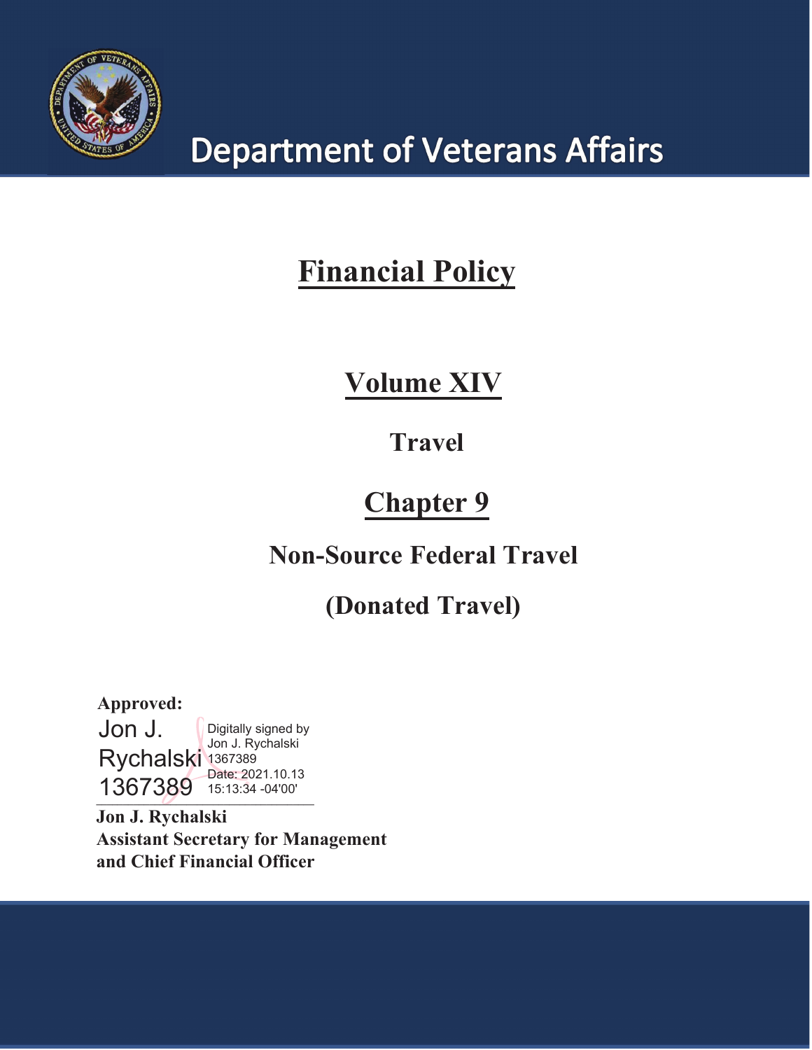# Department of Veterans Affairs

# Financial Policy

## Volume XIV

### Travel

## Chapter 9

### Non-Source Federal Travel

### (Donated Travel)

**Approved:**

Jon J. Rychalski 1367389

Digitally signed by Jon J. Rychalski 1367389
Date: 2021.10.13 15:13:34 -04'00'

**Jon J. Rychalski**
**Assistant Secretary for Management and Chief Financial Officer**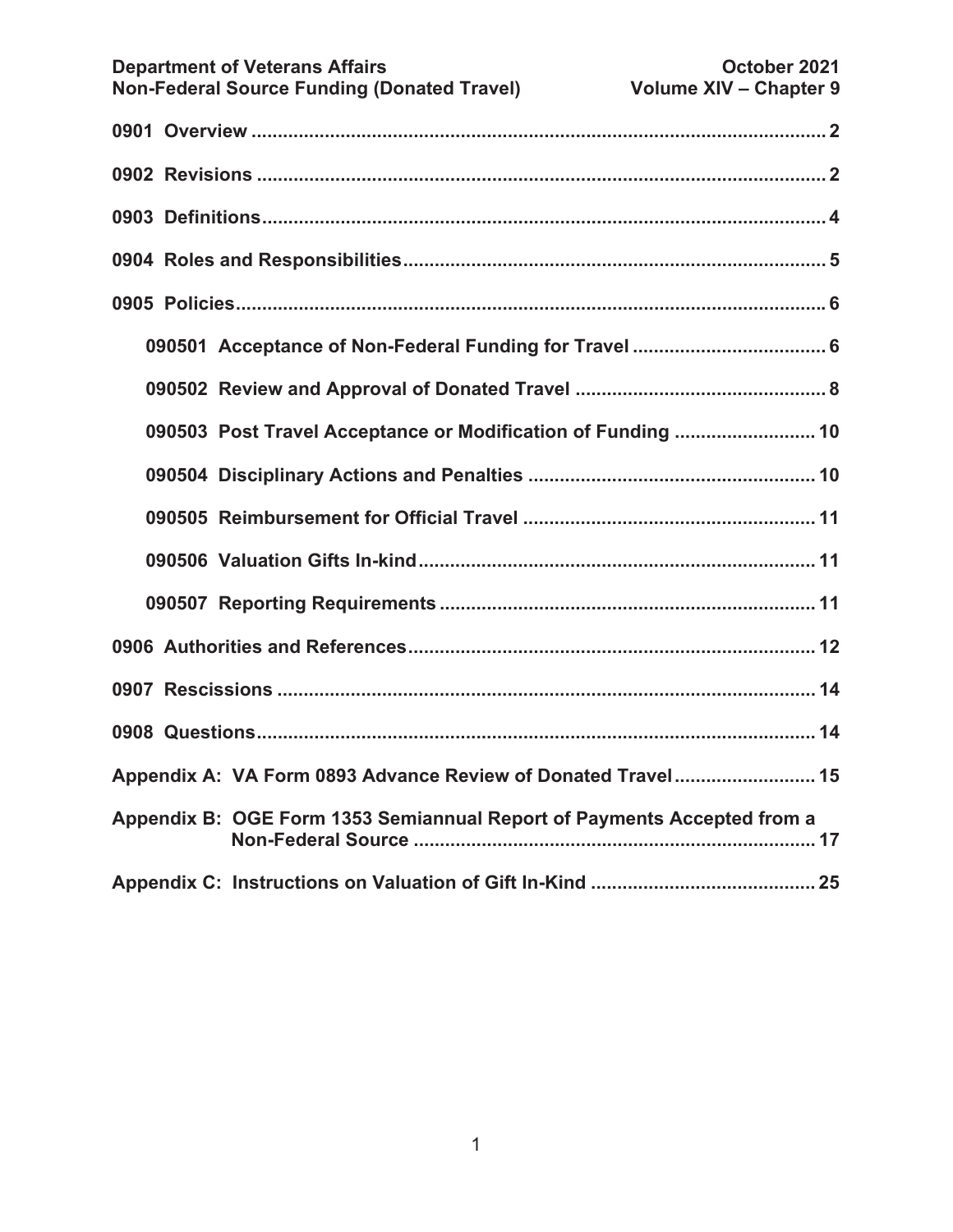0901 Overview ........................................................................................................ 2

0902 Revisions ....................................................................................................... 2

0903 Definitions..................................................................................................... 4

0904 Roles and Responsibilities............................................................................. 5

0905 Policies.......................................................................................................... 6

- 090501 Acceptance of Non-Federal Funding for Travel ..................................... 6
- 090502 Review and Approval of Donated Travel ............................................... 8
- 090503 Post Travel Acceptance or Modification of Funding ........................... 10
- 090504 Disciplinary Actions and Penalties ...................................................... 10
- 090505 Reimbursement for Official Travel ...................................................... 11
- 090506 Valuation Gifts In-kind......................................................................... 11
- 090507 Reporting Requirements ..................................................................... 11

0906 Authorities and References.......................................................................... 12

0907 Rescissions ................................................................................................. 14

0908 Questions..................................................................................................... 14

Appendix A: VA Form 0893 Advance Review of Donated Travel .......................... 15

Appendix B: OGE Form 1353 Semiannual Report of Payments Accepted from a Non-Federal Source ............................................................................ 17

Appendix C: Instructions on Valuation of Gift In-Kind .......................................... 25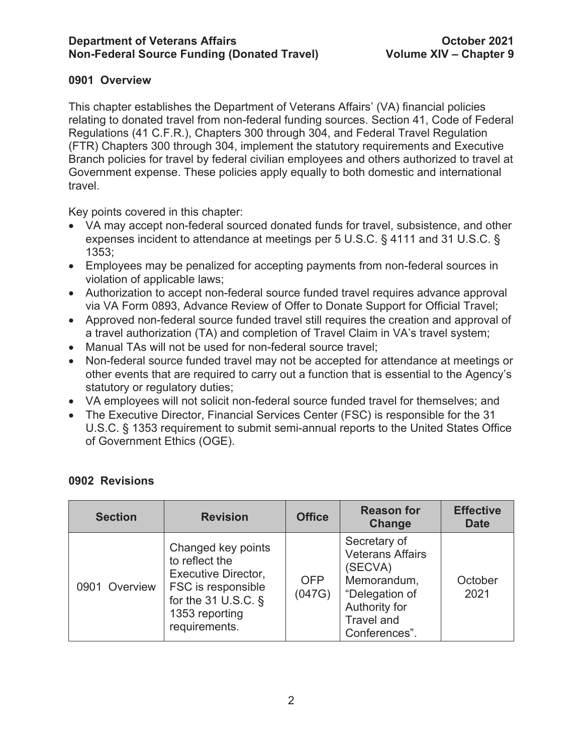## 0901 Overview

This chapter establishes the Department of Veterans Affairs' (VA) financial policies relating to donated travel from non-federal funding sources. Section 41, Code of Federal Regulations (41 C.F.R.), Chapters 300 through 304, and Federal Travel Regulation (FTR) Chapters 300 through 304, implement the statutory requirements and Executive Branch policies for travel by federal civilian employees and others authorized to travel at Government expense. These policies apply equally to both domestic and international travel.

Key points covered in this chapter:

- VA may accept non-federal sourced donated funds for travel, subsistence, and other expenses incident to attendance at meetings per 5 U.S.C. § 4111 and 31 U.S.C. § 1353;
- Employees may be penalized for accepting payments from non-federal sources in violation of applicable laws;
- Authorization to accept non-federal source funded travel requires advance approval via VA Form 0893, Advance Review of Offer to Donate Support for Official Travel;
- Approved non-federal source funded travel still requires the creation and approval of a travel authorization (TA) and completion of Travel Claim in VA's travel system;
- Manual TAs will not be used for non-federal source travel;
- Non-federal source funded travel may not be accepted for attendance at meetings or other events that are required to carry out a function that is essential to the Agency's statutory or regulatory duties;
- VA employees will not solicit non-federal source funded travel for themselves; and
- The Executive Director, Financial Services Center (FSC) is responsible for the 31 U.S.C. § 1353 requirement to submit semi-annual reports to the United States Office of Government Ethics (OGE).

## 0902 Revisions

| Section | Revision | Office | Reason for Change | Effective Date |
|---|---|---|---|---|
| 0901 Overview | Changed key points to reflect the Executive Director, FSC is responsible for the 31 U.S.C. § 1353 reporting requirements. | OFP (047G) | Secretary of Veterans Affairs (SECVA) Memorandum, "Delegation of Authority for Travel and Conferences". | October 2021 |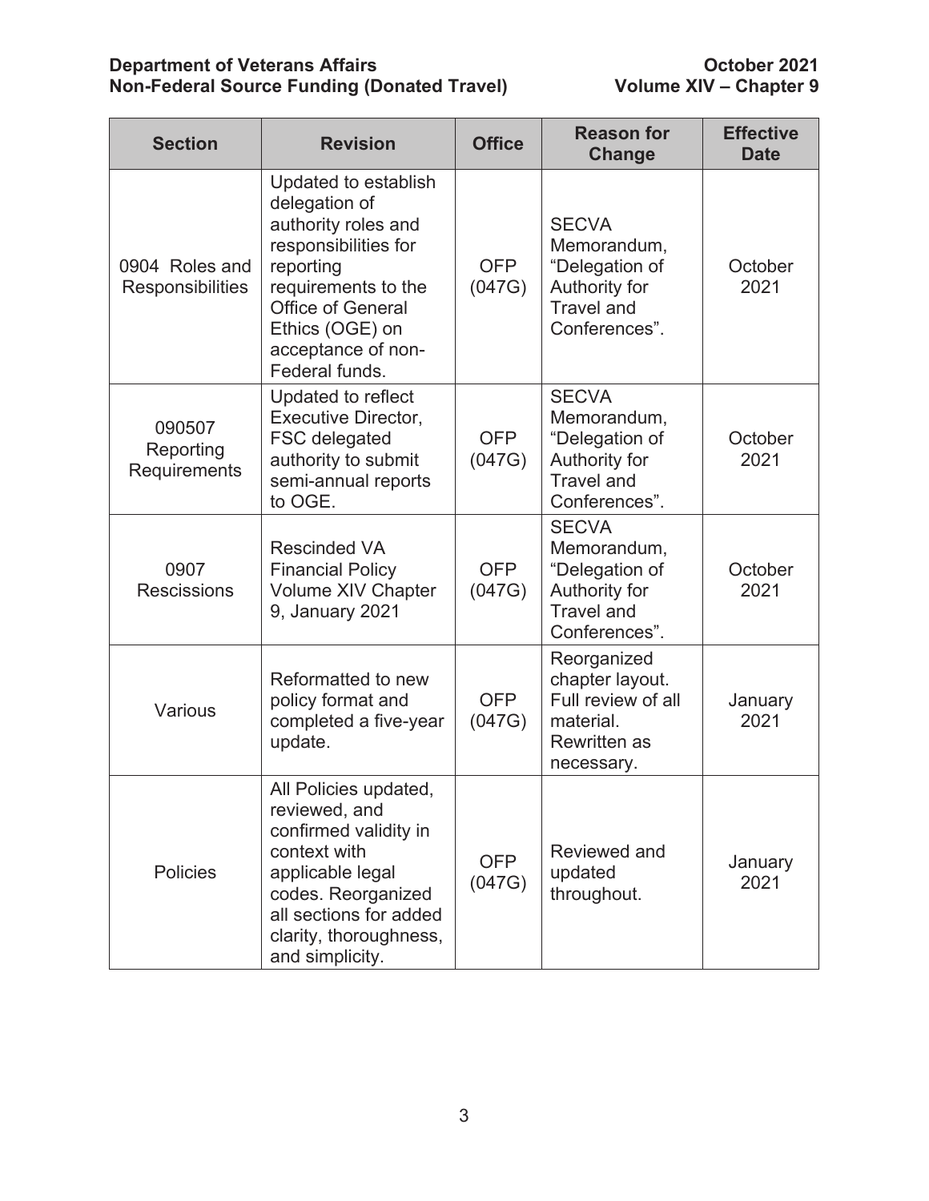| Section | Revision | Office | Reason for Change | Effective Date |
| --- | --- | --- | --- | --- |
| 0904 Roles and Responsibilities | Updated to establish delegation of authority roles and responsibilities for reporting requirements to the Office of General Ethics (OGE) on acceptance of non-Federal funds. | OFP (047G) | SECVA Memorandum, "Delegation of Authority for Travel and Conferences". | October 2021 |
| 090507 Reporting Requirements | Updated to reflect Executive Director, FSC delegated authority to submit semi-annual reports to OGE. | OFP (047G) | SECVA Memorandum, "Delegation of Authority for Travel and Conferences". | October 2021 |
| 0907 Rescissions | Rescinded VA Financial Policy Volume XIV Chapter 9, January 2021 | OFP (047G) | SECVA Memorandum, "Delegation of Authority for Travel and Conferences". | October 2021 |
| Various | Reformatted to new policy format and completed a five-year update. | OFP (047G) | Reorganized chapter layout. Full review of all material. Rewritten as necessary. | January 2021 |
| Policies | All Policies updated, reviewed, and confirmed validity in context with applicable legal codes. Reorganized all sections for added clarity, thoroughness, and simplicity. | OFP (047G) | Reviewed and updated throughout. | January 2021 |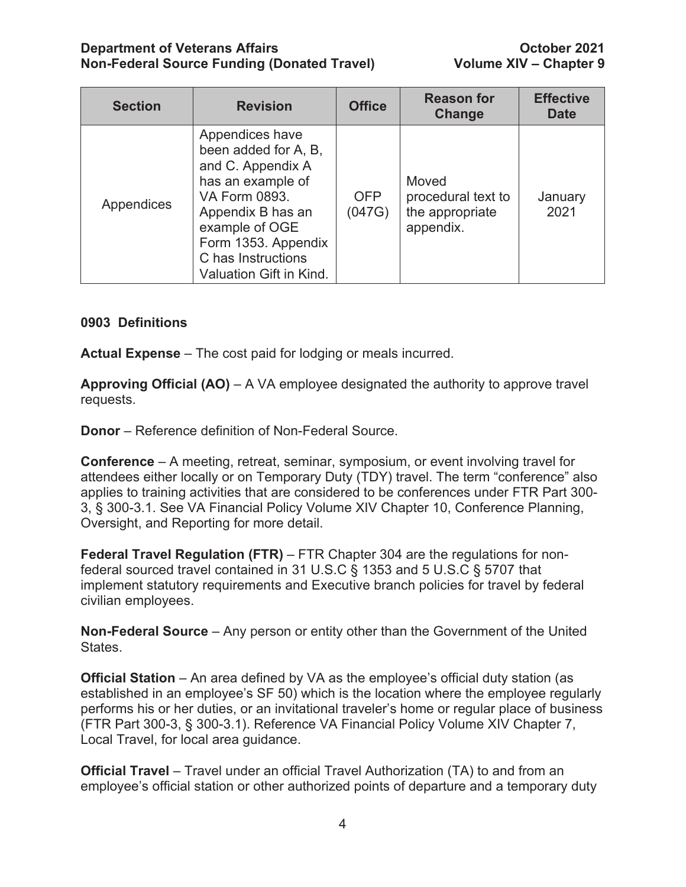| Section | Revision | Office | Reason for Change | Effective Date |
|---|---|---|---|---|
| Appendices | Appendices have been added for A, B, and C. Appendix A has an example of VA Form 0893. Appendix B has an example of OGE Form 1353. Appendix C has Instructions Valuation Gift in Kind. | OFP (047G) | Moved procedural text to the appropriate appendix. | January 2021 |

## 0903 Definitions

**Actual Expense** – The cost paid for lodging or meals incurred.

**Approving Official (AO)** – A VA employee designated the authority to approve travel requests.

**Donor** – Reference definition of Non-Federal Source.

**Conference** – A meeting, retreat, seminar, symposium, or event involving travel for attendees either locally or on Temporary Duty (TDY) travel. The term "conference" also applies to training activities that are considered to be conferences under FTR Part 300-3, § 300-3.1. See VA Financial Policy Volume XIV Chapter 10, Conference Planning, Oversight, and Reporting for more detail.

**Federal Travel Regulation (FTR)** – FTR Chapter 304 are the regulations for non-federal sourced travel contained in 31 U.S.C § 1353 and 5 U.S.C § 5707 that implement statutory requirements and Executive branch policies for travel by federal civilian employees.

**Non-Federal Source** – Any person or entity other than the Government of the United States.

**Official Station** – An area defined by VA as the employee's official duty station (as established in an employee's SF 50) which is the location where the employee regularly performs his or her duties, or an invitational traveler's home or regular place of business (FTR Part 300-3, § 300-3.1). Reference VA Financial Policy Volume XIV Chapter 7, Local Travel, for local area guidance.

**Official Travel** – Travel under an official Travel Authorization (TA) to and from an employee's official station or other authorized points of departure and a temporary duty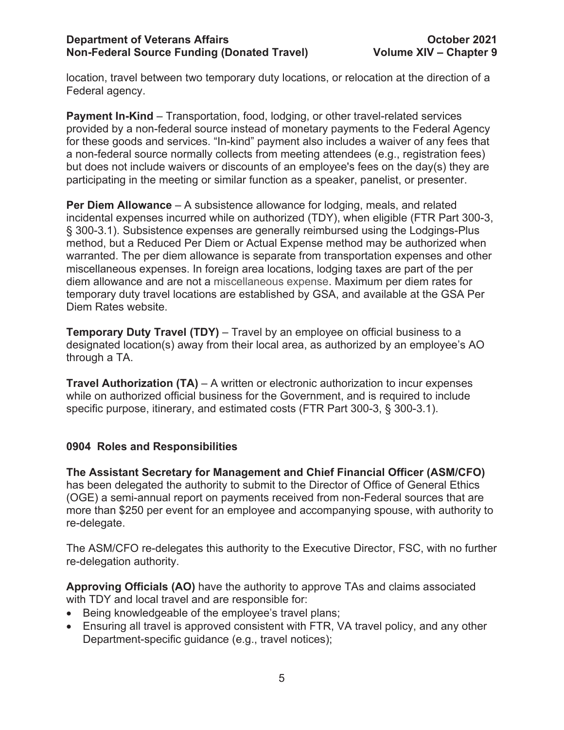location, travel between two temporary duty locations, or relocation at the direction of a Federal agency.

**Payment In-Kind** – Transportation, food, lodging, or other travel-related services provided by a non-federal source instead of monetary payments to the Federal Agency for these goods and services. "In-kind" payment also includes a waiver of any fees that a non-federal source normally collects from meeting attendees (e.g., registration fees) but does not include waivers or discounts of an employee's fees on the day(s) they are participating in the meeting or similar function as a speaker, panelist, or presenter.

**Per Diem Allowance** – A subsistence allowance for lodging, meals, and related incidental expenses incurred while on authorized (TDY), when eligible (FTR Part 300-3, § 300-3.1). Subsistence expenses are generally reimbursed using the Lodgings-Plus method, but a Reduced Per Diem or Actual Expense method may be authorized when warranted. The per diem allowance is separate from transportation expenses and other miscellaneous expenses. In foreign area locations, lodging taxes are part of the per diem allowance and are not a miscellaneous expense. Maximum per diem rates for temporary duty travel locations are established by GSA, and available at the GSA Per Diem Rates website.

**Temporary Duty Travel (TDY)** – Travel by an employee on official business to a designated location(s) away from their local area, as authorized by an employee's AO through a TA.

**Travel Authorization (TA)** – A written or electronic authorization to incur expenses while on authorized official business for the Government, and is required to include specific purpose, itinerary, and estimated costs (FTR Part 300-3, § 300-3.1).

## 0904 Roles and Responsibilities

**The Assistant Secretary for Management and Chief Financial Officer (ASM/CFO)** has been delegated the authority to submit to the Director of Office of General Ethics (OGE) a semi-annual report on payments received from non-Federal sources that are more than $250 per event for an employee and accompanying spouse, with authority to re-delegate.

The ASM/CFO re-delegates this authority to the Executive Director, FSC, with no further re-delegation authority.

**Approving Officials (AO)** have the authority to approve TAs and claims associated with TDY and local travel and are responsible for:

- Being knowledgeable of the employee's travel plans;
- Ensuring all travel is approved consistent with FTR, VA travel policy, and any other Department-specific guidance (e.g., travel notices);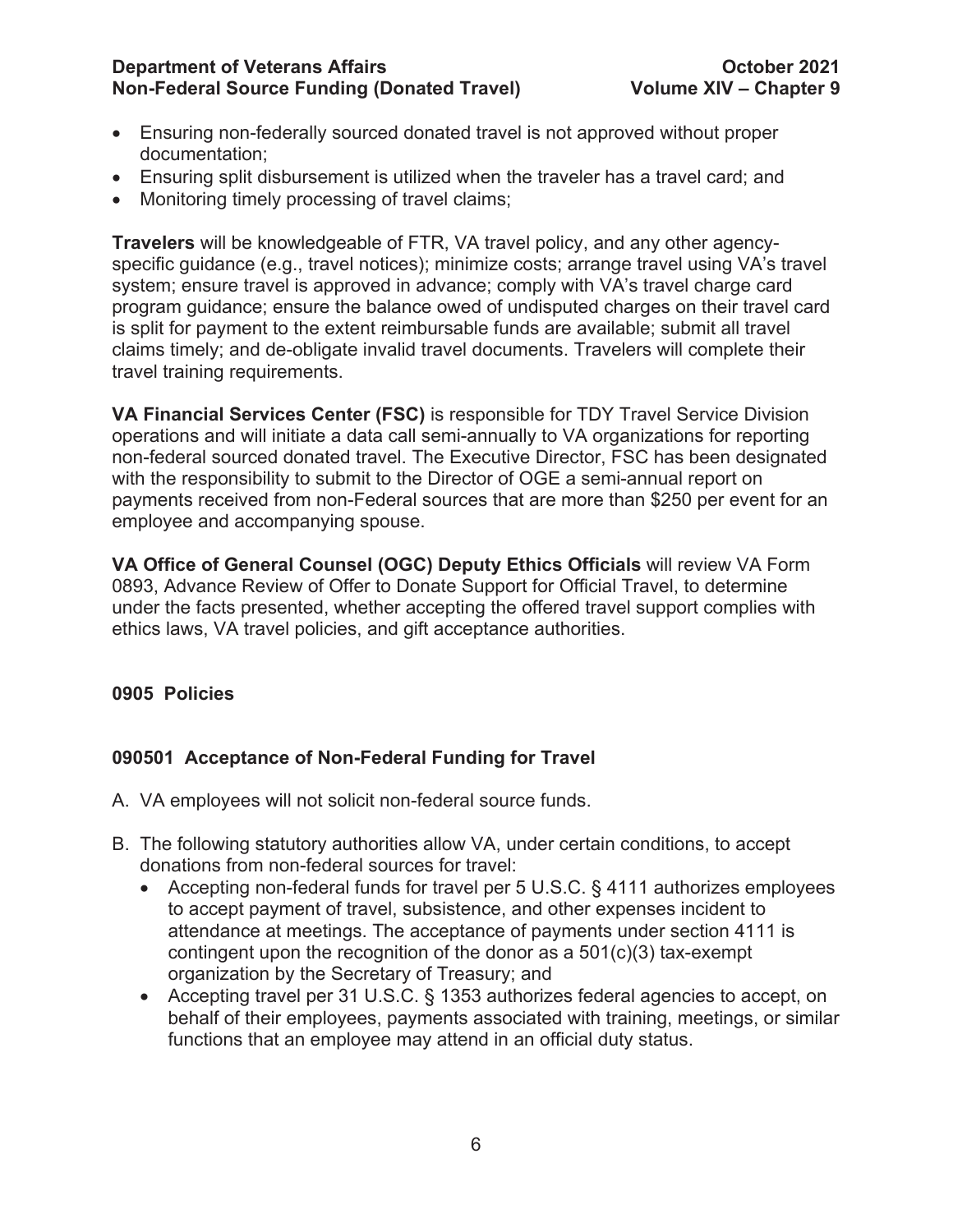- Ensuring non-federally sourced donated travel is not approved without proper documentation;
- Ensuring split disbursement is utilized when the traveler has a travel card; and
- Monitoring timely processing of travel claims;

**Travelers** will be knowledgeable of FTR, VA travel policy, and any other agency-specific guidance (e.g., travel notices); minimize costs; arrange travel using VA's travel system; ensure travel is approved in advance; comply with VA's travel charge card program guidance; ensure the balance owed of undisputed charges on their travel card is split for payment to the extent reimbursable funds are available; submit all travel claims timely; and de-obligate invalid travel documents. Travelers will complete their travel training requirements.

**VA Financial Services Center (FSC)** is responsible for TDY Travel Service Division operations and will initiate a data call semi-annually to VA organizations for reporting non-federal sourced donated travel. The Executive Director, FSC has been designated with the responsibility to submit to the Director of OGE a semi-annual report on payments received from non-Federal sources that are more than $250 per event for an employee and accompanying spouse.

**VA Office of General Counsel (OGC) Deputy Ethics Officials** will review VA Form 0893, Advance Review of Offer to Donate Support for Official Travel, to determine under the facts presented, whether accepting the offered travel support complies with ethics laws, VA travel policies, and gift acceptance authorities.

## 0905 Policies

### 090501 Acceptance of Non-Federal Funding for Travel

A. VA employees will not solicit non-federal source funds.

B. The following statutory authorities allow VA, under certain conditions, to accept donations from non-federal sources for travel:
   - Accepting non-federal funds for travel per 5 U.S.C. § 4111 authorizes employees to accept payment of travel, subsistence, and other expenses incident to attendance at meetings. The acceptance of payments under section 4111 is contingent upon the recognition of the donor as a 501(c)(3) tax-exempt organization by the Secretary of Treasury; and
   - Accepting travel per 31 U.S.C. § 1353 authorizes federal agencies to accept, on behalf of their employees, payments associated with training, meetings, or similar functions that an employee may attend in an official duty status.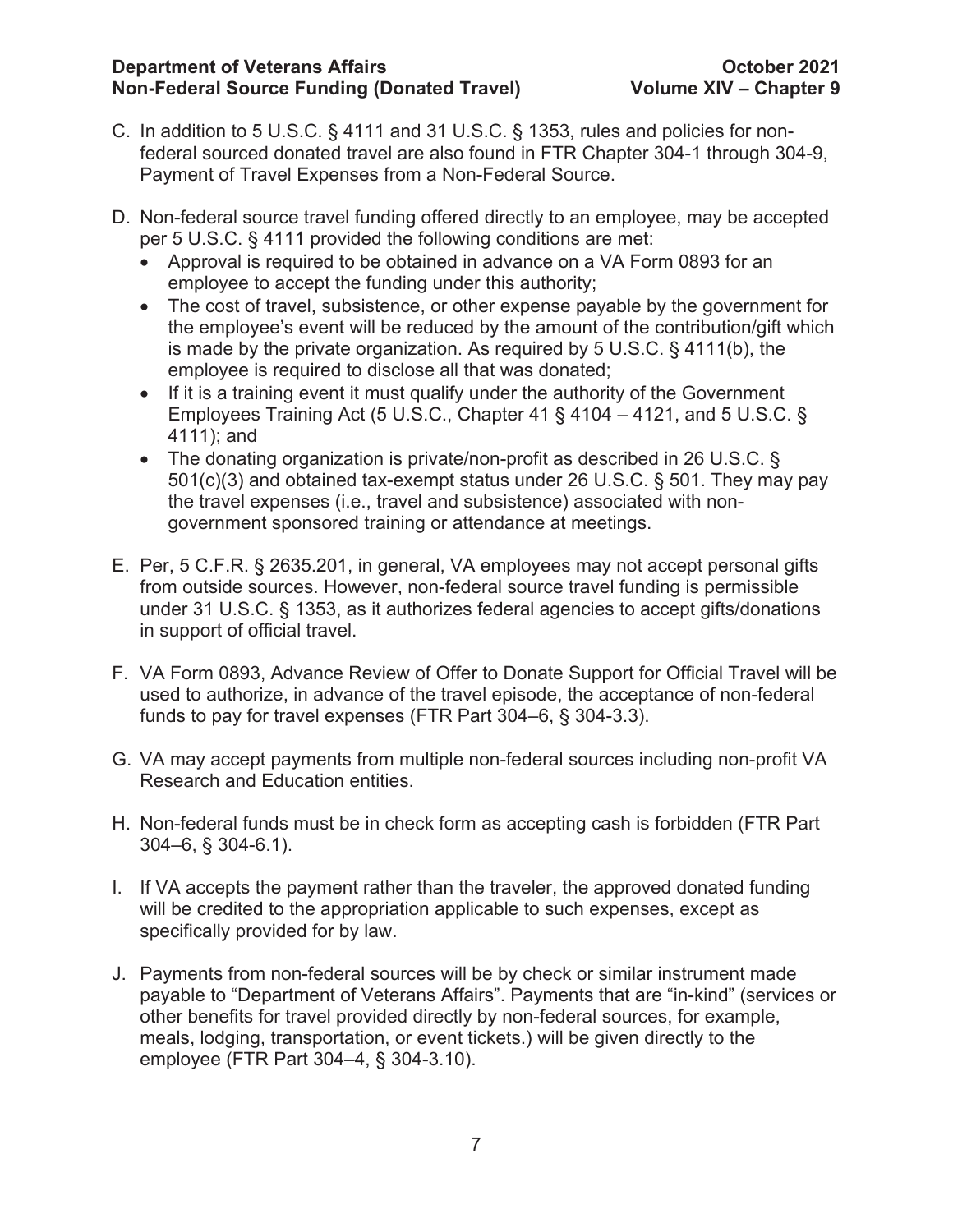C. In addition to 5 U.S.C. § 4111 and 31 U.S.C. § 1353, rules and policies for non-federal sourced donated travel are also found in FTR Chapter 304-1 through 304-9, Payment of Travel Expenses from a Non-Federal Source.

D. Non-federal source travel funding offered directly to an employee, may be accepted per 5 U.S.C. § 4111 provided the following conditions are met:
   - Approval is required to be obtained in advance on a VA Form 0893 for an employee to accept the funding under this authority;
   - The cost of travel, subsistence, or other expense payable by the government for the employee's event will be reduced by the amount of the contribution/gift which is made by the private organization. As required by 5 U.S.C. § 4111(b), the employee is required to disclose all that was donated;
   - If it is a training event it must qualify under the authority of the Government Employees Training Act (5 U.S.C., Chapter 41 § 4104 – 4121, and 5 U.S.C. § 4111); and
   - The donating organization is private/non-profit as described in 26 U.S.C. § 501(c)(3) and obtained tax-exempt status under 26 U.S.C. § 501. They may pay the travel expenses (i.e., travel and subsistence) associated with non-government sponsored training or attendance at meetings.

E. Per, 5 C.F.R. § 2635.201, in general, VA employees may not accept personal gifts from outside sources. However, non-federal source travel funding is permissible under 31 U.S.C. § 1353, as it authorizes federal agencies to accept gifts/donations in support of official travel.

F. VA Form 0893, Advance Review of Offer to Donate Support for Official Travel will be used to authorize, in advance of the travel episode, the acceptance of non-federal funds to pay for travel expenses (FTR Part 304–6, § 304-3.3).

G. VA may accept payments from multiple non-federal sources including non-profit VA Research and Education entities.

H. Non-federal funds must be in check form as accepting cash is forbidden (FTR Part 304–6, § 304-6.1).

I. If VA accepts the payment rather than the traveler, the approved donated funding will be credited to the appropriation applicable to such expenses, except as specifically provided for by law.

J. Payments from non-federal sources will be by check or similar instrument made payable to "Department of Veterans Affairs". Payments that are "in-kind" (services or other benefits for travel provided directly by non-federal sources, for example, meals, lodging, transportation, or event tickets.) will be given directly to the employee (FTR Part 304–4, § 304-3.10).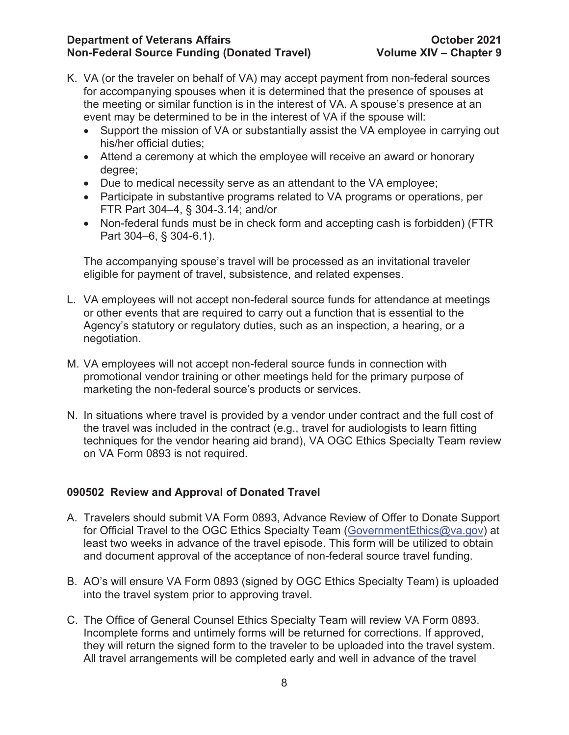K. VA (or the traveler on behalf of VA) may accept payment from non-federal sources for accompanying spouses when it is determined that the presence of spouses at the meeting or similar function is in the interest of VA. A spouse's presence at an event may be determined to be in the interest of VA if the spouse will:
   - Support the mission of VA or substantially assist the VA employee in carrying out his/her official duties;
   - Attend a ceremony at which the employee will receive an award or honorary degree;
   - Due to medical necessity serve as an attendant to the VA employee;
   - Participate in substantive programs related to VA programs or operations, per FTR Part 304–4, § 304-3.14; and/or
   - Non-federal funds must be in check form and accepting cash is forbidden) (FTR Part 304–6, § 304-6.1).

   The accompanying spouse's travel will be processed as an invitational traveler eligible for payment of travel, subsistence, and related expenses.

L. VA employees will not accept non-federal source funds for attendance at meetings or other events that are required to carry out a function that is essential to the Agency's statutory or regulatory duties, such as an inspection, a hearing, or a negotiation.

M. VA employees will not accept non-federal source funds in connection with promotional vendor training or other meetings held for the primary purpose of marketing the non-federal source's products or services.

N. In situations where travel is provided by a vendor under contract and the full cost of the travel was included in the contract (e.g., travel for audiologists to learn fitting techniques for the vendor hearing aid brand), VA OGC Ethics Specialty Team review on VA Form 0893 is not required.

### 090502 Review and Approval of Donated Travel

A. Travelers should submit VA Form 0893, Advance Review of Offer to Donate Support for Official Travel to the OGC Ethics Specialty Team (GovernmentEthics@va.gov) at least two weeks in advance of the travel episode. This form will be utilized to obtain and document approval of the acceptance of non-federal source travel funding.

B. AO's will ensure VA Form 0893 (signed by OGC Ethics Specialty Team) is uploaded into the travel system prior to approving travel.

C. The Office of General Counsel Ethics Specialty Team will review VA Form 0893. Incomplete forms and untimely forms will be returned for corrections. If approved, they will return the signed form to the traveler to be uploaded into the travel system. All travel arrangements will be completed early and well in advance of the travel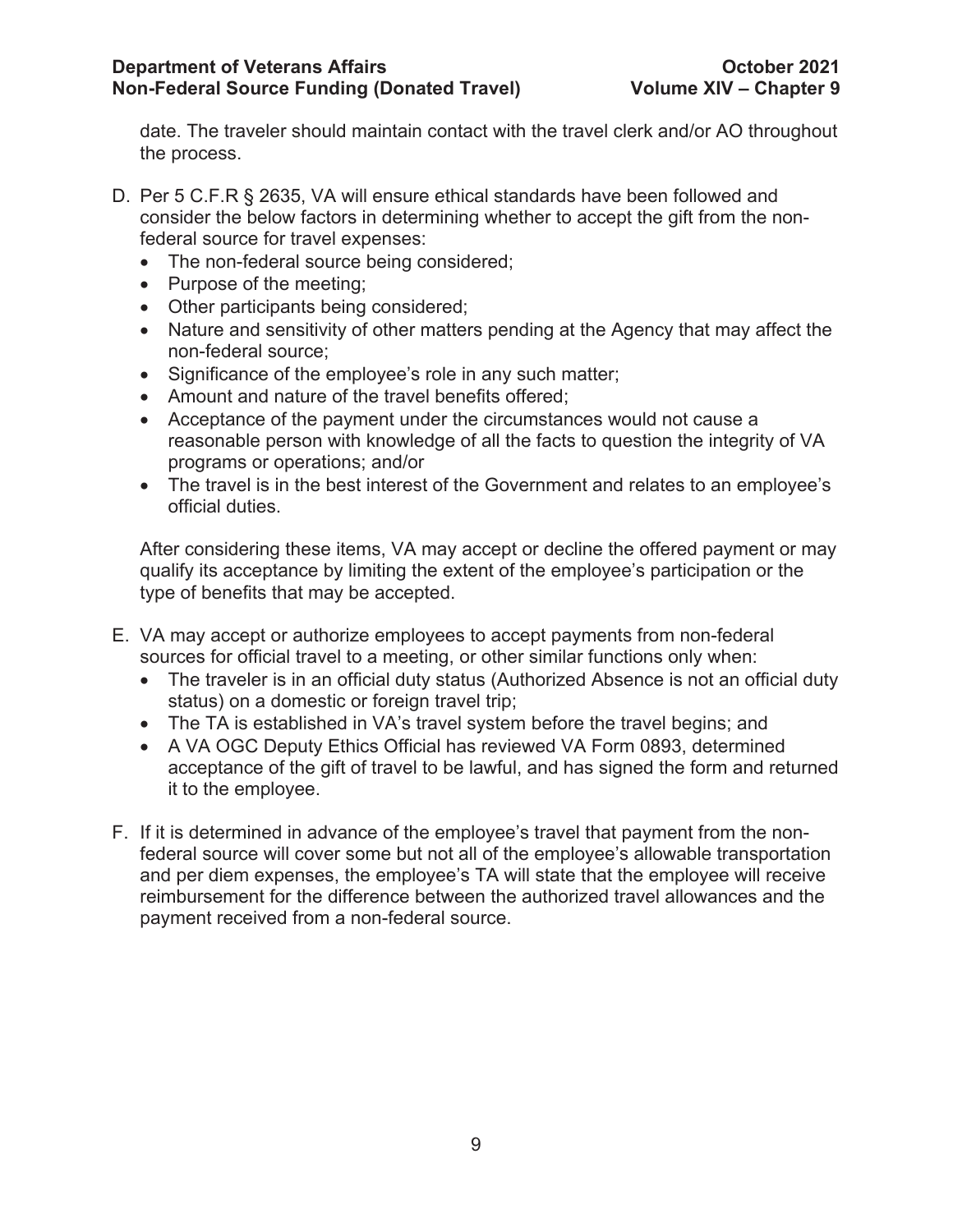date. The traveler should maintain contact with the travel clerk and/or AO throughout the process.

D. Per 5 C.F.R § 2635, VA will ensure ethical standards have been followed and consider the below factors in determining whether to accept the gift from the non-federal source for travel expenses:
   - The non-federal source being considered;
   - Purpose of the meeting;
   - Other participants being considered;
   - Nature and sensitivity of other matters pending at the Agency that may affect the non-federal source;
   - Significance of the employee's role in any such matter;
   - Amount and nature of the travel benefits offered;
   - Acceptance of the payment under the circumstances would not cause a reasonable person with knowledge of all the facts to question the integrity of VA programs or operations; and/or
   - The travel is in the best interest of the Government and relates to an employee's official duties.

   After considering these items, VA may accept or decline the offered payment or may qualify its acceptance by limiting the extent of the employee's participation or the type of benefits that may be accepted.

E. VA may accept or authorize employees to accept payments from non-federal sources for official travel to a meeting, or other similar functions only when:
   - The traveler is in an official duty status (Authorized Absence is not an official duty status) on a domestic or foreign travel trip;
   - The TA is established in VA's travel system before the travel begins; and
   - A VA OGC Deputy Ethics Official has reviewed VA Form 0893, determined acceptance of the gift of travel to be lawful, and has signed the form and returned it to the employee.

F. If it is determined in advance of the employee's travel that payment from the non-federal source will cover some but not all of the employee's allowable transportation and per diem expenses, the employee's TA will state that the employee will receive reimbursement for the difference between the authorized travel allowances and the payment received from a non-federal source.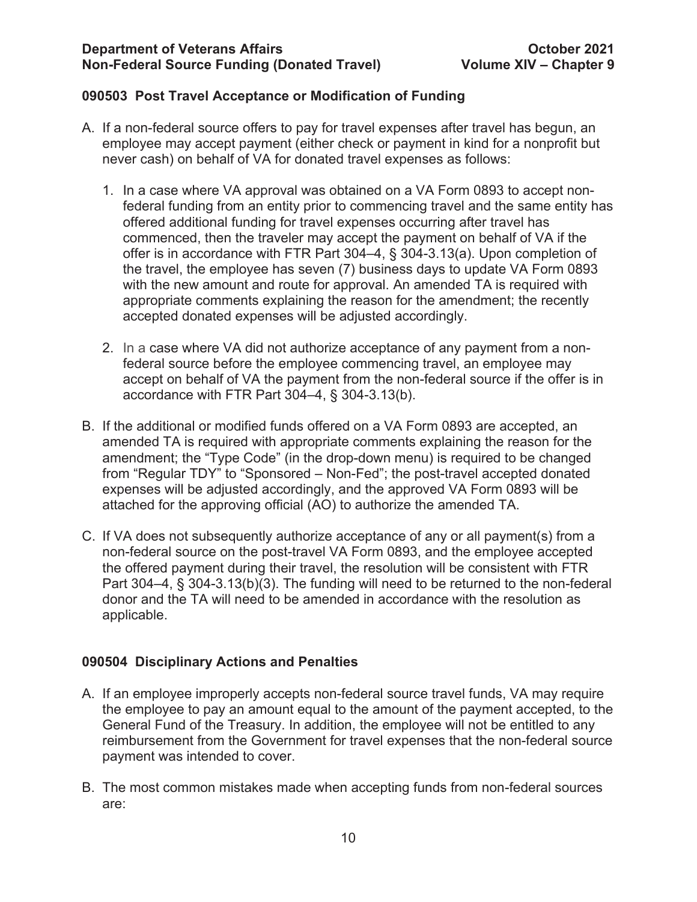### 090503 Post Travel Acceptance or Modification of Funding

A. If a non-federal source offers to pay for travel expenses after travel has begun, an employee may accept payment (either check or payment in kind for a nonprofit but never cash) on behalf of VA for donated travel expenses as follows:

   1. In a case where VA approval was obtained on a VA Form 0893 to accept non-federal funding from an entity prior to commencing travel and the same entity has offered additional funding for travel expenses occurring after travel has commenced, then the traveler may accept the payment on behalf of VA if the offer is in accordance with FTR Part 304–4, § 304-3.13(a). Upon completion of the travel, the employee has seven (7) business days to update VA Form 0893 with the new amount and route for approval. An amended TA is required with appropriate comments explaining the reason for the amendment; the recently accepted donated expenses will be adjusted accordingly.

   2. In a case where VA did not authorize acceptance of any payment from a non-federal source before the employee commencing travel, an employee may accept on behalf of VA the payment from the non-federal source if the offer is in accordance with FTR Part 304–4, § 304-3.13(b).

B. If the additional or modified funds offered on a VA Form 0893 are accepted, an amended TA is required with appropriate comments explaining the reason for the amendment; the "Type Code" (in the drop-down menu) is required to be changed from "Regular TDY" to "Sponsored – Non-Fed"; the post-travel accepted donated expenses will be adjusted accordingly, and the approved VA Form 0893 will be attached for the approving official (AO) to authorize the amended TA.

C. If VA does not subsequently authorize acceptance of any or all payment(s) from a non-federal source on the post-travel VA Form 0893, and the employee accepted the offered payment during their travel, the resolution will be consistent with FTR Part 304–4, § 304-3.13(b)(3). The funding will need to be returned to the non-federal donor and the TA will need to be amended in accordance with the resolution as applicable.

### 090504 Disciplinary Actions and Penalties

A. If an employee improperly accepts non-federal source travel funds, VA may require the employee to pay an amount equal to the amount of the payment accepted, to the General Fund of the Treasury. In addition, the employee will not be entitled to any reimbursement from the Government for travel expenses that the non-federal source payment was intended to cover.

B. The most common mistakes made when accepting funds from non-federal sources are: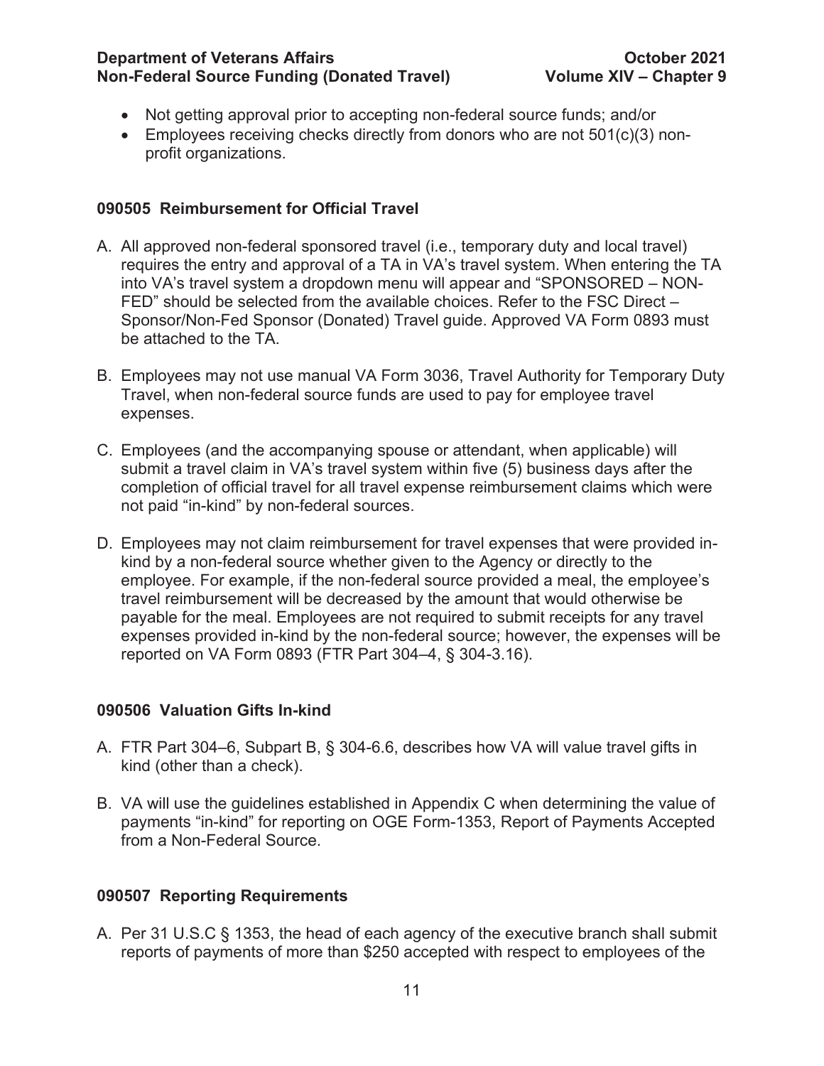- Not getting approval prior to accepting non-federal source funds; and/or
- Employees receiving checks directly from donors who are not 501(c)(3) non-profit organizations.

### 090505 Reimbursement for Official Travel

A. All approved non-federal sponsored travel (i.e., temporary duty and local travel) requires the entry and approval of a TA in VA's travel system. When entering the TA into VA's travel system a dropdown menu will appear and "SPONSORED – NON-FED" should be selected from the available choices. Refer to the FSC Direct – Sponsor/Non-Fed Sponsor (Donated) Travel guide. Approved VA Form 0893 must be attached to the TA.

B. Employees may not use manual VA Form 3036, Travel Authority for Temporary Duty Travel, when non-federal source funds are used to pay for employee travel expenses.

C. Employees (and the accompanying spouse or attendant, when applicable) will submit a travel claim in VA's travel system within five (5) business days after the completion of official travel for all travel expense reimbursement claims which were not paid "in-kind" by non-federal sources.

D. Employees may not claim reimbursement for travel expenses that were provided in-kind by a non-federal source whether given to the Agency or directly to the employee. For example, if the non-federal source provided a meal, the employee's travel reimbursement will be decreased by the amount that would otherwise be payable for the meal. Employees are not required to submit receipts for any travel expenses provided in-kind by the non-federal source; however, the expenses will be reported on VA Form 0893 (FTR Part 304–4, § 304-3.16).

### 090506 Valuation Gifts In-kind

A. FTR Part 304–6, Subpart B, § 304-6.6, describes how VA will value travel gifts in kind (other than a check).

B. VA will use the guidelines established in Appendix C when determining the value of payments "in-kind" for reporting on OGE Form-1353, Report of Payments Accepted from a Non-Federal Source.

### 090507 Reporting Requirements

A. Per 31 U.S.C § 1353, the head of each agency of the executive branch shall submit reports of payments of more than $250 accepted with respect to employees of the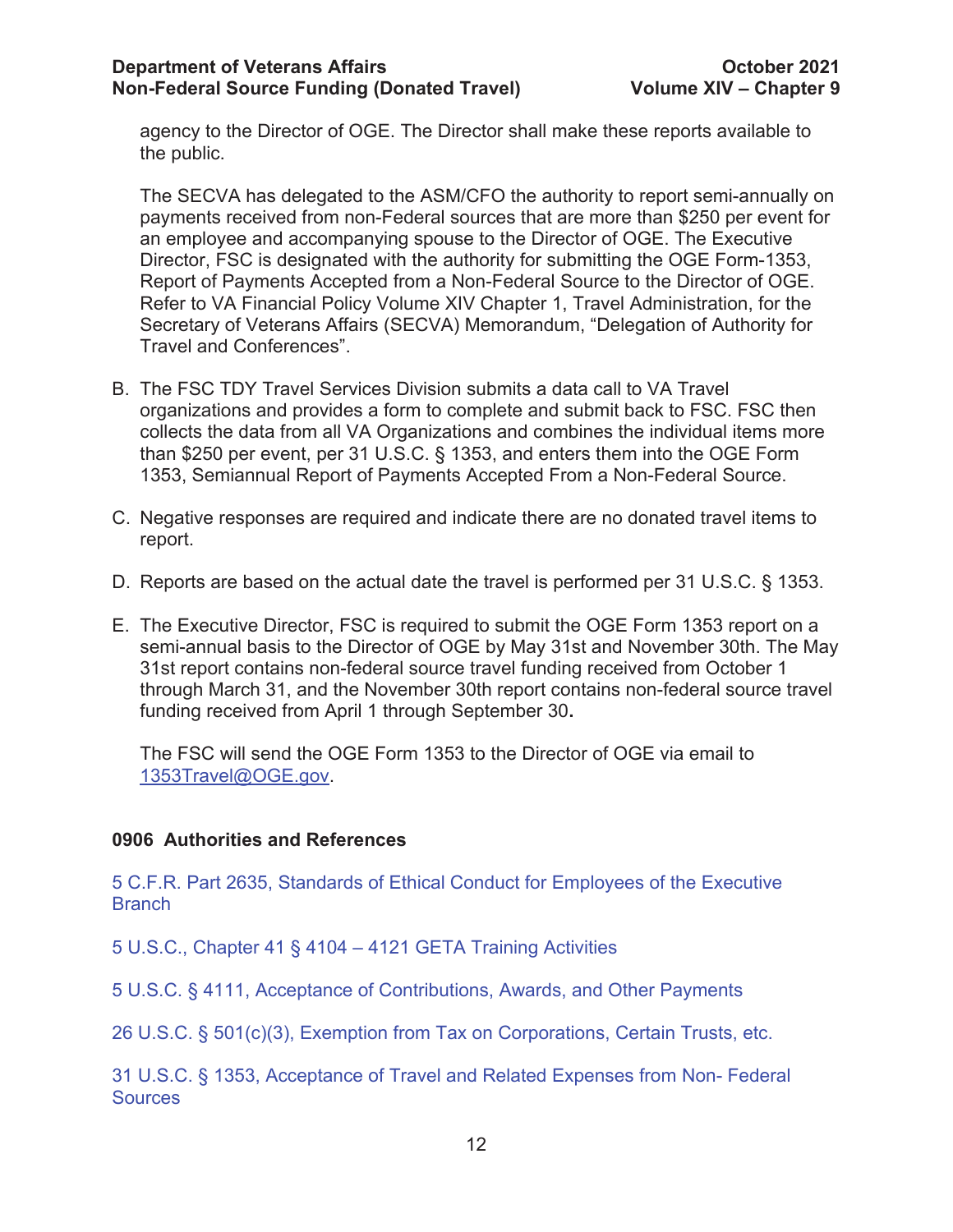agency to the Director of OGE. The Director shall make these reports available to the public.

The SECVA has delegated to the ASM/CFO the authority to report semi-annually on payments received from non-Federal sources that are more than $250 per event for an employee and accompanying spouse to the Director of OGE. The Executive Director, FSC is designated with the authority for submitting the OGE Form-1353, Report of Payments Accepted from a Non-Federal Source to the Director of OGE. Refer to VA Financial Policy Volume XIV Chapter 1, Travel Administration, for the Secretary of Veterans Affairs (SECVA) Memorandum, "Delegation of Authority for Travel and Conferences".

B. The FSC TDY Travel Services Division submits a data call to VA Travel organizations and provides a form to complete and submit back to FSC. FSC then collects the data from all VA Organizations and combines the individual items more than $250 per event, per 31 U.S.C. § 1353, and enters them into the OGE Form 1353, Semiannual Report of Payments Accepted From a Non-Federal Source.

C. Negative responses are required and indicate there are no donated travel items to report.

D. Reports are based on the actual date the travel is performed per 31 U.S.C. § 1353.

E. The Executive Director, FSC is required to submit the OGE Form 1353 report on a semi-annual basis to the Director of OGE by May 31st and November 30th. The May 31st report contains non-federal source travel funding received from October 1 through March 31, and the November 30th report contains non-federal source travel funding received from April 1 through September 30**.**

The FSC will send the OGE Form 1353 to the Director of OGE via email to 1353Travel@OGE.gov.

## 0906 Authorities and References

5 C.F.R. Part 2635, Standards of Ethical Conduct for Employees of the Executive Branch

5 U.S.C., Chapter 41 § 4104 – 4121 GETA Training Activities

5 U.S.C. § 4111, Acceptance of Contributions, Awards, and Other Payments

26 U.S.C. § 501(c)(3), Exemption from Tax on Corporations, Certain Trusts, etc.

31 U.S.C. § 1353, Acceptance of Travel and Related Expenses from Non- Federal Sources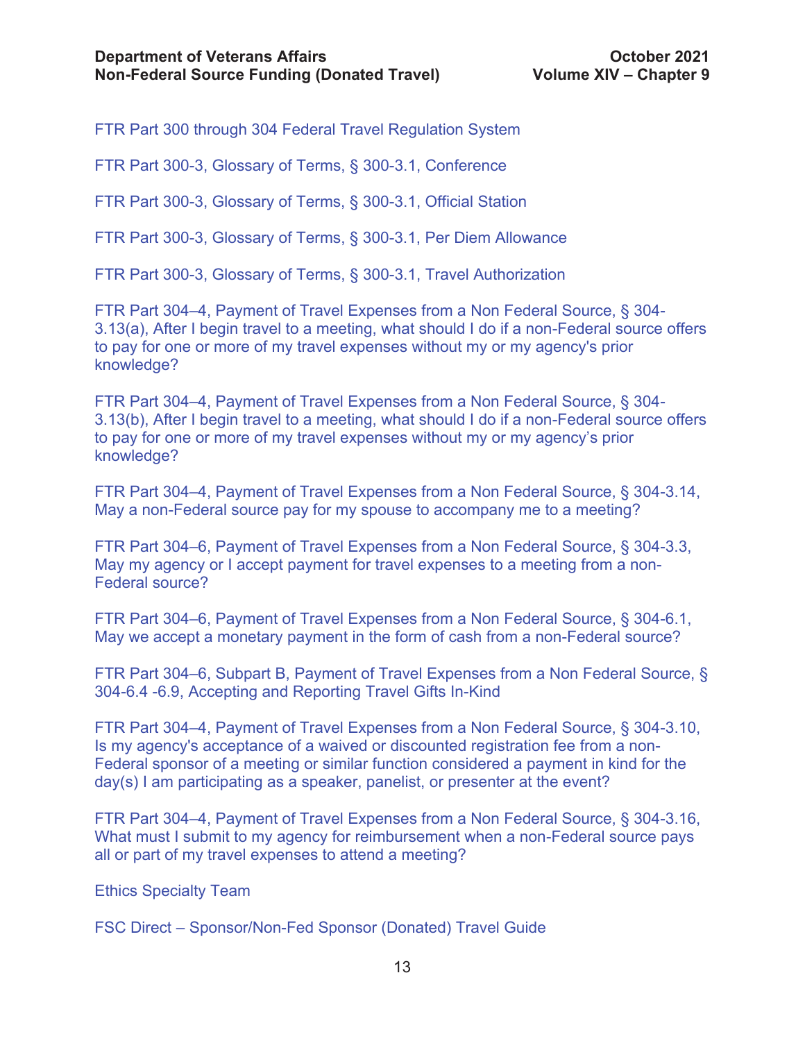FTR Part 300 through 304 Federal Travel Regulation System

FTR Part 300-3, Glossary of Terms, § 300-3.1, Conference

FTR Part 300-3, Glossary of Terms, § 300-3.1, Official Station

FTR Part 300-3, Glossary of Terms, § 300-3.1, Per Diem Allowance

FTR Part 300-3, Glossary of Terms, § 300-3.1, Travel Authorization

FTR Part 304–4, Payment of Travel Expenses from a Non Federal Source, § 304-3.13(a), After I begin travel to a meeting, what should I do if a non-Federal source offers to pay for one or more of my travel expenses without my or my agency's prior knowledge?

FTR Part 304–4, Payment of Travel Expenses from a Non Federal Source, § 304-3.13(b), After I begin travel to a meeting, what should I do if a non-Federal source offers to pay for one or more of my travel expenses without my or my agency's prior knowledge?

FTR Part 304–4, Payment of Travel Expenses from a Non Federal Source, § 304-3.14, May a non-Federal source pay for my spouse to accompany me to a meeting?

FTR Part 304–6, Payment of Travel Expenses from a Non Federal Source, § 304-3.3, May my agency or I accept payment for travel expenses to a meeting from a non-Federal source?

FTR Part 304–6, Payment of Travel Expenses from a Non Federal Source, § 304-6.1, May we accept a monetary payment in the form of cash from a non-Federal source?

FTR Part 304–6, Subpart B, Payment of Travel Expenses from a Non Federal Source, § 304-6.4 -6.9, Accepting and Reporting Travel Gifts In-Kind

FTR Part 304–4, Payment of Travel Expenses from a Non Federal Source, § 304-3.10, Is my agency's acceptance of a waived or discounted registration fee from a non-Federal sponsor of a meeting or similar function considered a payment in kind for the day(s) I am participating as a speaker, panelist, or presenter at the event?

FTR Part 304–4, Payment of Travel Expenses from a Non Federal Source, § 304-3.16, What must I submit to my agency for reimbursement when a non-Federal source pays all or part of my travel expenses to attend a meeting?

Ethics Specialty Team

FSC Direct – Sponsor/Non-Fed Sponsor (Donated) Travel Guide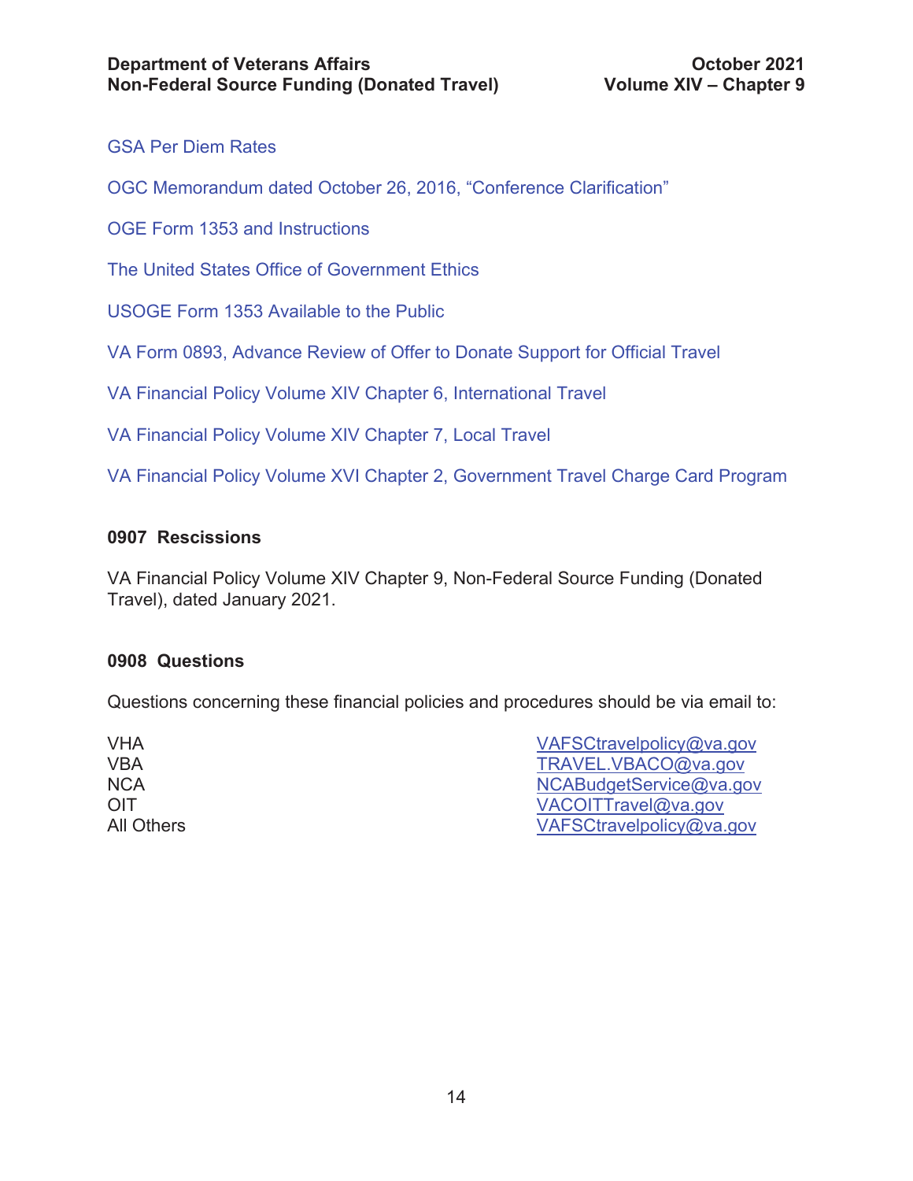GSA Per Diem Rates

OGC Memorandum dated October 26, 2016, "Conference Clarification"

OGE Form 1353 and Instructions

The United States Office of Government Ethics

USOGE Form 1353 Available to the Public

VA Form 0893, Advance Review of Offer to Donate Support for Official Travel

VA Financial Policy Volume XIV Chapter 6, International Travel

VA Financial Policy Volume XIV Chapter 7, Local Travel

VA Financial Policy Volume XVI Chapter 2, Government Travel Charge Card Program

## 0907 Rescissions

VA Financial Policy Volume XIV Chapter 9, Non-Federal Source Funding (Donated Travel), dated January 2021.

## 0908 Questions

Questions concerning these financial policies and procedures should be via email to:

| | |
|---|---|
| VHA | VAFSCtravelpolicy@va.gov |
| VBA | TRAVEL.VBACO@va.gov |
| NCA | NCABudgetService@va.gov |
| OIT | VACOITTravel@va.gov |
| All Others | VAFSCtravelpolicy@va.gov |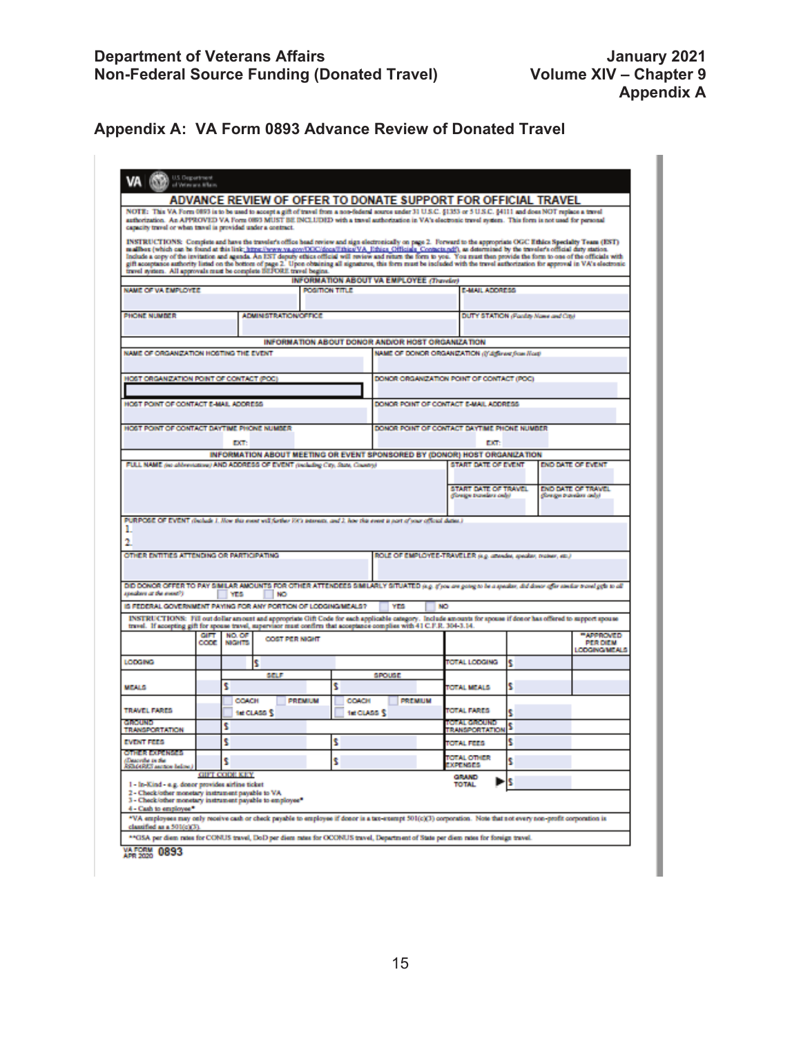## Appendix A: VA Form 0893 Advance Review of Donated Travel

VA U.S. Department of Veterans Affairs

# ADVANCE REVIEW OF OFFER TO DONATE SUPPORT FOR OFFICIAL TRAVEL

NOTE: This VA Form 0893 is to be used to accept a gift of travel from a non-federal source under 31 U.S.C. §1353 or 5 U.S.C. §4111 and does NOT replace a travel authorization. An APPROVED VA Form 0893 MUST BE INCLUDED with a travel authorization in VA's electronic travel system. This form is not used for personal capacity travel or when travel is provided under a contract.

INSTRUCTIONS: Complete and have the traveler's office head review and sign electronically on page 2. Forward to the appropriate OGC Ethics Specialty Team (EST) mailbox (which can be found at this link: https://www.va.gov/OGC/docs/Ethics/VA_Ethics_Officials_Contacts.pdf), as determined by the traveler's official duty station. Include a copy of the invitation and agenda. An EST deputy ethics official will review and return the form to you. You must then provide the form to one of the officials with gift acceptance authority listed on the bottom of page 2. Upon obtaining all signatures, this form must be included with the travel authorization for approval in VA's electronic travel system. All approvals must be complete BEFORE travel begins.

**INFORMATION ABOUT VA EMPLOYEE** *(Traveler)*

| NAME OF VA EMPLOYEE | POSITION TITLE | E-MAIL ADDRESS |
|---|---|---|
| | | |

| PHONE NUMBER | ADMINISTRATION/OFFICE | DUTY STATION *(Facility Name and City)* |
|---|---|---|
| | | |

**INFORMATION ABOUT DONOR AND/OR HOST ORGANIZATION**

| NAME OF ORGANIZATION HOSTING THE EVENT | NAME OF DONOR ORGANIZATION *(If different from Host)* |
|---|---|
| HOST ORGANIZATION POINT OF CONTACT (POC) | DONOR ORGANIZATION POINT OF CONTACT (POC) |
| HOST POINT OF CONTACT E-MAIL ADDRESS | DONOR POINT OF CONTACT E-MAIL ADDRESS |
| HOST POINT OF CONTACT DAYTIME PHONE NUMBER EXT: | DONOR POINT OF CONTACT DAYTIME PHONE NUMBER EXT: |

**INFORMATION ABOUT MEETING OR EVENT SPONSORED BY (DONOR) HOST ORGANIZATION**

| FULL NAME *(no abbreviations)* AND ADDRESS OF EVENT *(including City, State, Country)* | START DATE OF EVENT | END DATE OF EVENT |
|---|---|---|
| | START DATE OF TRAVEL *(foreign travelers only)* | END DATE OF TRAVEL *(foreign travelers only)* |

PURPOSE OF EVENT *(Include 1. How this event will further VA's interests, and 2. how this event is part of your official duties.)*
1.
2.

| OTHER ENTITIES ATTENDING OR PARTICIPATING | ROLE OF EMPLOYEE-TRAVELER *(e.g. attendee, speaker, trainer, etc.)* |
|---|---|
| | |

DID DONOR OFFER TO PAY SIMILAR AMOUNTS FOR OTHER ATTENDEES SIMILARLY SITUATED *(e.g. if you are going to be a speaker, did donor offer similar travel gifts to all speakers at the event?)* ☐ YES ☐ NO

IS FEDERAL GOVERNMENT PAYING FOR ANY PORTION OF LODGING/MEALS? ☐ YES ☐ NO

INSTRUCTIONS: Fill out dollar amount and appropriate Gift Code for each applicable category. Include amounts for spouse if donor has offered to support spouse travel. If accepting gift for spouse travel, supervisor must confirm that acceptance complies with 41 C.F.R. 304-3.14.

| | GIFT CODE | NO. OF NIGHTS | COST PER NIGHT | | | | **APPROVED PER DIEM LODGING/MEALS |
|---|---|---|---|---|---|---|---|
| LODGING | | | $ | | TOTAL LODGING | $ | |
| | | SELF | | SPOUSE | | | |
| MEALS | | $ | | $ | TOTAL MEALS | $ | |
| TRAVEL FARES | | ☐ COACH ☐ PREMIUM 1st CLASS $ | | ☐ COACH ☐ PREMIUM 1st CLASS $ | TOTAL FARES | $ | |
| GROUND TRANSPORTATION | | $ | | | TOTAL GROUND TRANSPORTATION | $ | |
| EVENT FEES | | $ | | $ | TOTAL FEES | $ | |
| OTHER EXPENSES *(Describe in the REMARKS section below)* | | $ | | $ | TOTAL OTHER EXPENSES | $ | |
| | | | | | GRAND TOTAL ► | $ | |

GIFT CODE KEY
1 - In-Kind - e.g. donor provides airline ticket
2 - Check/other monetary instrument payable to VA
3 - Check/other monetary instrument payable to employee*
4 - Cash to employee*

*VA employees may only receive cash or check payable to employee if donor is a tax-exempt 501(c)(3) corporation. Note that not every non-profit corporation is classified as a 501(c)(3).

**GSA per diem rates for CONUS travel, DoD per diem rates for OCONUS travel, Department of State per diem rates for foreign travel.

VA FORM APR 2020 0893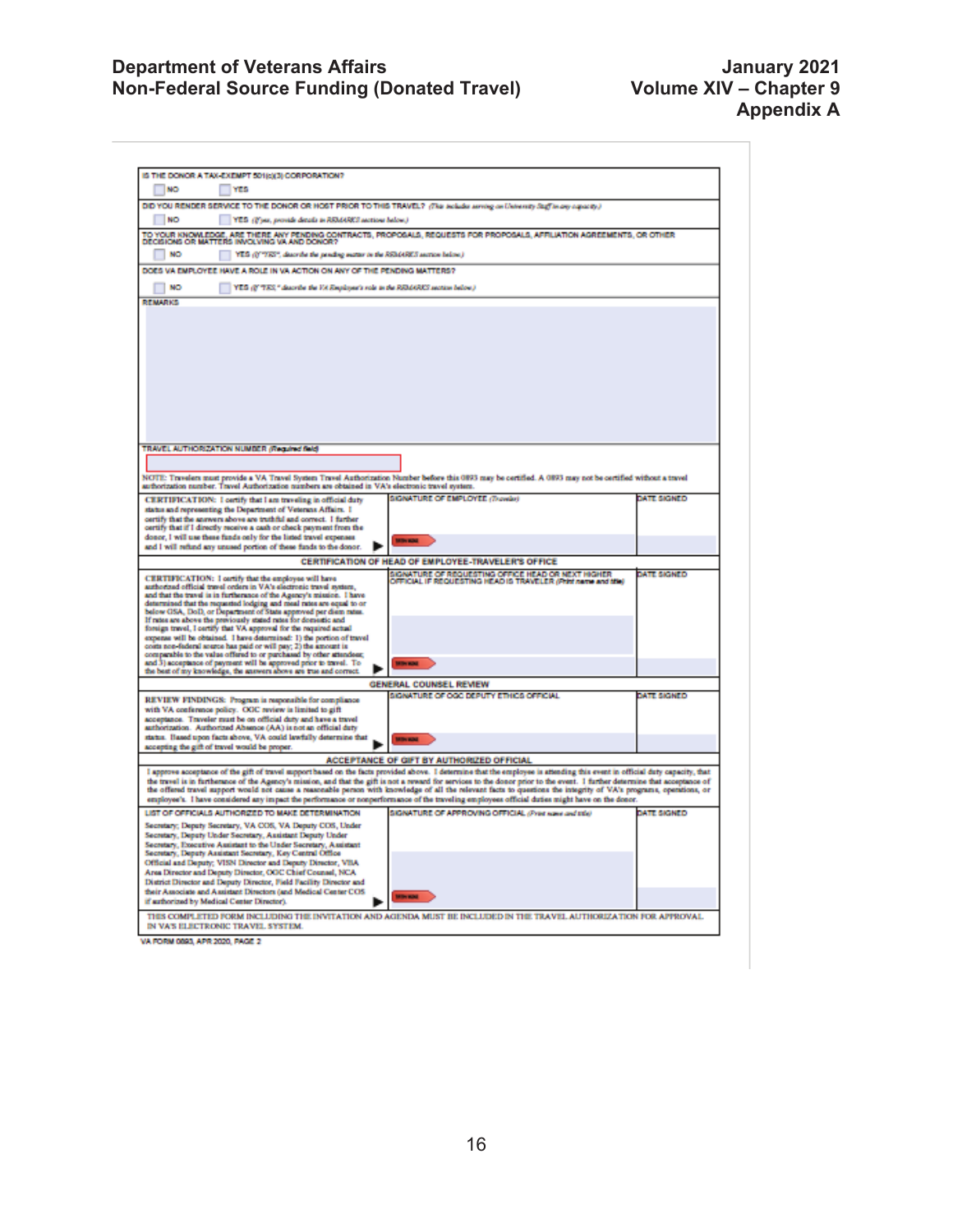IS THE DONOR A TAX-EXEMPT 501(c)(3) CORPORATION?

☐ NO ☐ YES

DID YOU RENDER SERVICE TO THE DONOR OR HOST PRIOR TO THIS TRAVEL? *(This includes serving on University Staff in any capacity.)*

☐ NO ☐ YES *(If yes, provide details in REMARKS section below.)*

TO YOUR KNOWLEDGE, ARE THERE ANY PENDING CONTRACTS, PROPOSALS, REQUESTS FOR PROPOSALS, AFFILIATION AGREEMENTS, OR OTHER DECISIONS OR MATTERS INVOLVING VA AND DONOR?

☐ NO ☐ YES *(If "YES", describe the pending matter in the REMARKS section below.)*

DOES VA EMPLOYEE HAVE A ROLE IN VA ACTION ON ANY OF THE PENDING MATTERS?

☐ NO ☐ YES *(If "YES," describe the VA Employee's role in the REMARKS section below.)*

REMARKS

TRAVEL AUTHORIZATION NUMBER *(Required field)*

NOTE: Travelers must provide a VA Travel System Travel Authorization Number before this 0893 may be certified. A 0893 may not be certified without a travel authorization number. Travel Authorization numbers are obtained in VA's electronic travel system.

| CERTIFICATION: I certify that I am traveling in official duty status and representing the Department of Veterans Affairs. I certify that the answers above are truthful and correct. I further certify that if I directly receive a cash or check payment from the donor, I will use these funds only for the listed travel expenses and I will refund any unused portion of these funds to the donor. | SIGNATURE OF EMPLOYEE *(Traveler)* | DATE SIGNED |
|---|---|---|

**CERTIFICATION OF HEAD OF EMPLOYEE-TRAVELER'S OFFICE**

| CERTIFICATION: I certify that the employee will have authorized official travel orders in VA's electronic travel system, and that the travel is in furtherance of the Agency's mission. I have determined that the requested lodging and meal rates are equal to or below GSA, DoD, or Department of State approved per diem rates. If rates are above the previously stated rates for domestic and foreign travel, I certify that VA approval for the required actual expense will be obtained. I have determined: 1) the portion of travel costs non-federal source has paid or will pay; 2) the amount is comparable to the value offered to or purchased by other attendees; and 3) acceptance of payment will be approved prior to travel. To the best of my knowledge, the answers above are true and correct. | SIGNATURE OF REQUESTING OFFICE HEAD OR NEXT HIGHER OFFICIAL IF REQUESTING HEAD IS TRAVELER *(Print name and title)* | DATE SIGNED |
|---|---|---|

**GENERAL COUNSEL REVIEW**

| REVIEW FINDINGS: Program is responsible for compliance with VA conference policy. OGC review is limited to gift acceptance. Traveler must be on official duty and have a travel authorization. Authorized Absence (AA) is not an official duty status. Based upon facts above, VA could lawfully determine that accepting the gift of travel would be proper. | SIGNATURE OF OGC DEPUTY ETHICS OFFICIAL | DATE SIGNED |
|---|---|---|

**ACCEPTANCE OF GIFT BY AUTHORIZED OFFICIAL**

I approve acceptance of the gift of travel support based on the facts provided above. I determine that the employee is attending this event in official duty capacity, that the travel is in furtherance of the Agency's mission, and that the gift is not a reward for services to the donor prior to the event. I further determine that acceptance of the offered travel support would not cause a reasonable person with knowledge of all the relevant facts to question the integrity of VA's programs, operations, or employee's. I have considered any impact the performance or nonperformance of the traveling employees official duties might have on the donor.

| LIST OF OFFICIALS AUTHORIZED TO MAKE DETERMINATION<br>Secretary, Deputy Secretary, VA COS, VA Deputy COS, Under Secretary, Deputy Under Secretary, Assistant Deputy Under Secretary, Executive Assistant to the Under Secretary, Assistant Secretary, Deputy Assistant Secretary, Key Central Office Official and Deputy, VISN Director and Deputy Director, VBA Area Director and Deputy Director, OGC Chief Counsel, NCA District Director and Deputy Director, Field Facility Director and their Associate and Assistant Directors (and Medical Center COS if authorized by Medical Center Director). | SIGNATURE OF APPROVING OFFICIAL *(Print name and title)* | DATE SIGNED |
|---|---|---|

THIS COMPLETED FORM INCLUDING THE INVITATION AND AGENDA MUST BE INCLUDED IN THE TRAVEL AUTHORIZATION FOR APPROVAL IN VA'S ELECTRONIC TRAVEL SYSTEM.

VA FORM 0893, APR 2020, PAGE 2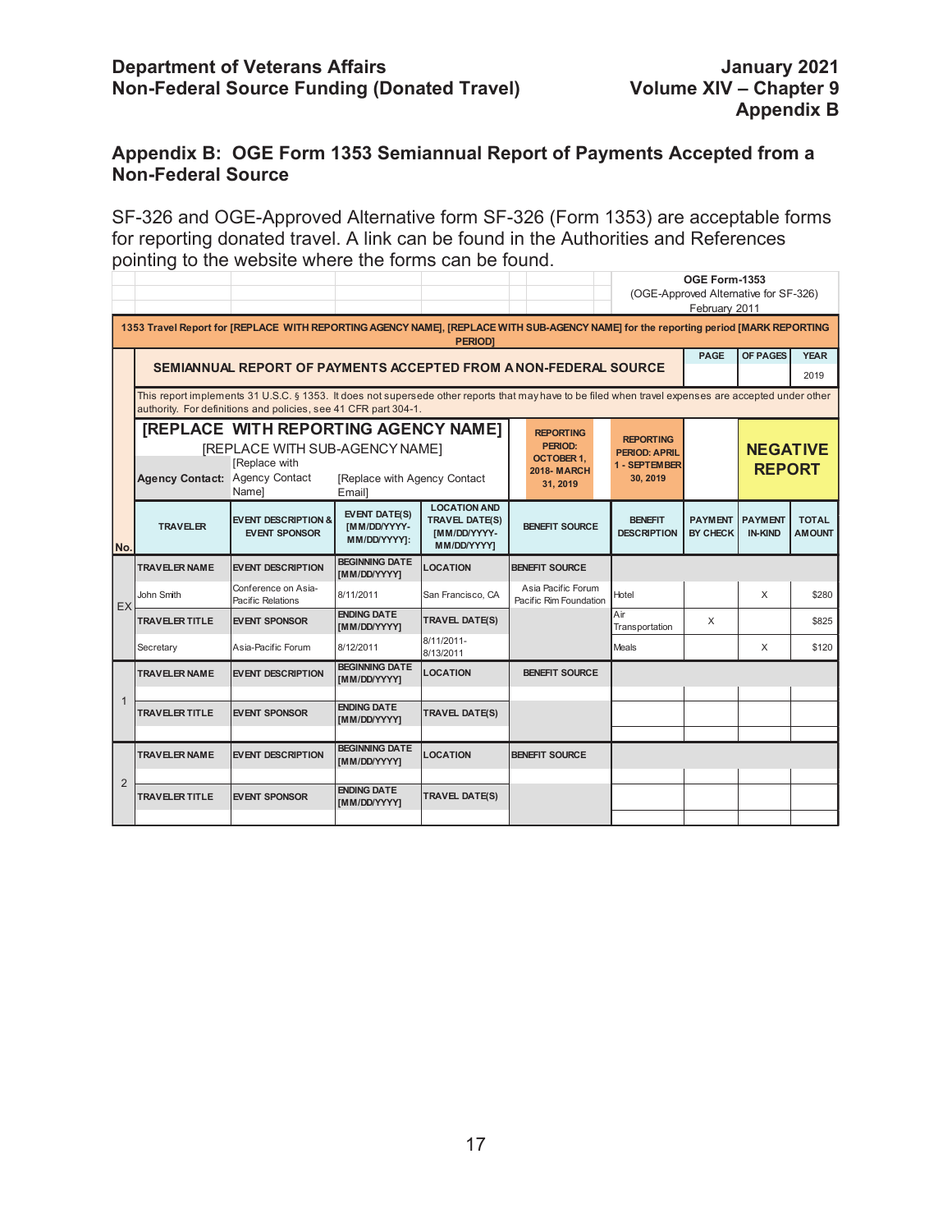## Appendix B: OGE Form 1353 Semiannual Report of Payments Accepted from a Non-Federal Source

SF-326 and OGE-Approved Alternative form SF-326 (Form 1353) are acceptable forms for reporting donated travel. A link can be found in the Authorities and References pointing to the website where the forms can be found.

**OGE Form-1353**
(OGE-Approved Alternative for SF-326)
February 2011

**1353 Travel Report for [REPLACE WITH REPORTING AGENCY NAME], [REPLACE WITH SUB-AGENCY NAME] for the reporting period [MARK REPORTING PERIOD]**

**SEMIANNUAL REPORT OF PAYMENTS ACCEPTED FROM A NON-FEDERAL SOURCE**

| PAGE | OF PAGES | YEAR |
|---|---|---|
| | | 2019 |

This report implements 31 U.S.C. § 1353. It does not supersede other reports that may have to be filed when travel expenses are accepted under other authority. For definitions and policies, see 41 CFR part 304-1.

**[REPLACE WITH REPORTING AGENCY NAME]**
[REPLACE WITH SUB-AGENCY NAME]

**Agency Contact:** [Replace with Agency Contact Name] [Replace with Agency Contact Email]

**REPORTING PERIOD: OCTOBER 1, 2018- MARCH 31, 2019**

**REPORTING PERIOD: APRIL 1 - SEPTEMBER 30, 2019**

**NEGATIVE REPORT**

| No. | TRAVELER | EVENT DESCRIPTION & EVENT SPONSOR | EVENT DATE(S) [MM/DD/YYYY-MM/DD/YYYY]: | LOCATION AND TRAVEL DATE(S) [MM/DD/YYYY-MM/DD/YYYY] | BENEFIT SOURCE | BENEFIT DESCRIPTION | PAYMENT BY CHECK | PAYMENT IN-KIND | TOTAL AMOUNT |
|---|---|---|---|---|---|---|---|---|---|
| EX | TRAVELER NAME | EVENT DESCRIPTION | BEGINNING DATE [MM/DD/YYYY] | LOCATION | BENEFIT SOURCE | | | | |
| | John Smith | Conference on Asia-Pacific Relations | 8/11/2011 | San Francisco, CA | Asia Pacific Forum Pacific Rim Foundation | Hotel | | X | $280 |
| | TRAVELER TITLE | EVENT SPONSOR | ENDING DATE [MM/DD/YYYY] | TRAVEL DATE(S) | | Air Transportation | X | | $825 |
| | Secretary | Asia-Pacific Forum | 8/12/2011 | 8/11/2011-8/13/2011 | | Meals | | X | $120 |
| 1 | TRAVELER NAME | EVENT DESCRIPTION | BEGINNING DATE [MM/DD/YYYY] | LOCATION | BENEFIT SOURCE | | | | |
| | | | | | | | | | |
| | TRAVELER TITLE | EVENT SPONSOR | ENDING DATE [MM/DD/YYYY] | TRAVEL DATE(S) | | | | | |
| | | | | | | | | | |
| 2 | TRAVELER NAME | EVENT DESCRIPTION | BEGINNING DATE [MM/DD/YYYY] | LOCATION | BENEFIT SOURCE | | | | |
| | | | | | | | | | |
| | TRAVELER TITLE | EVENT SPONSOR | ENDING DATE [MM/DD/YYYY] | TRAVEL DATE(S) | | | | | |
| | | | | | | | | | |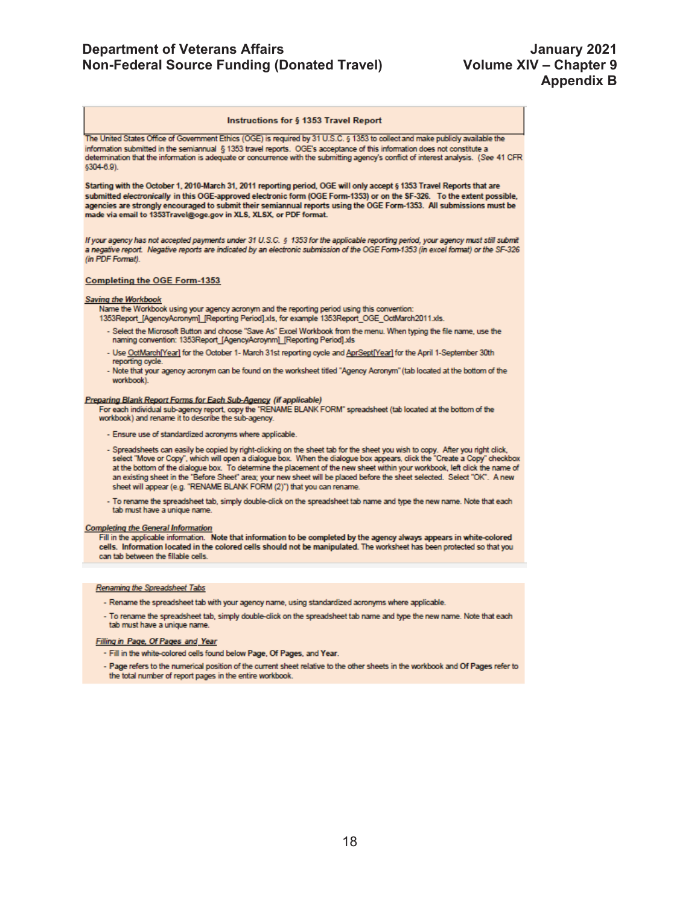### Instructions for § 1353 Travel Report

The United States Office of Government Ethics (OGE) is required by 31 U.S.C. § 1353 to collect and make publicly available the information submitted in the semiannual § 1353 travel reports. OGE's acceptance of this information does not constitute a determination that the information is adequate or concurrence with the submitting agency's conflict of interest analysis. (*See* 41 CFR §304-6.9).

**Starting with the October 1, 2010-March 31, 2011 reporting period, OGE will only accept § 1353 Travel Reports that are submitted *electronically* in this OGE-approved electronic form (OGE Form-1353) or on the SF-326. To the extent possible, agencies are strongly encouraged to submit their semiannual reports using the OGE Form-1353. All submissions must be made via email to 1353Travel@oge.gov in XLS, XLSX, or PDF format.**

*If your agency has not accepted payments under 31 U.S.C. § 1353 for the applicable reporting period, your agency must still submit a negative report. Negative reports are indicated by an electronic submission of the OGE Form-1353 (in excel format) or the SF-326 (in PDF Format).*

**Completing the OGE Form-1353**

***Saving the Workbook***

Name the Workbook using your agency acronym and the reporting period using this convention:
1353Report_[AgencyAcronym]_[Reporting Period].xls, for example 1353Report_OGE_OctMarch2011.xls.

- Select the Microsoft Button and choose "Save As" Excel Workbook from the menu. When typing the file name, use the naming convention: 1353Report_[AgencyAcroynm]_[Reporting Period].xls
- Use OctMarch[Year] for the October 1- March 31st reporting cycle and AprSept[Year] for the April 1-September 30th reporting cycle.
- Note that your agency acronym can be found on the worksheet titled "Agency Acronym" (tab located at the bottom of the workbook).

***Preparing Blank Report Forms for Each Sub-Agency (if applicable)***

For each individual sub-agency report, copy the "RENAME BLANK FORM" spreadsheet (tab located at the bottom of the workbook) and rename it to describe the sub-agency.

- Ensure use of standardized acronyms where applicable.
- Spreadsheets can easily be copied by right-clicking on the sheet tab for the sheet you wish to copy. After you right click, select "Move or Copy", which will open a dialogue box. When the dialogue box appears, click the "Create a Copy" checkbox at the bottom of the dialogue box. To determine the placement of the new sheet within your workbook, left click the name of an existing sheet in the "Before Sheet" area; your new sheet will be placed before the sheet selected. Select "OK". A new sheet will appear (e.g. "RENAME BLANK FORM (2)") that you can rename.
- To rename the spreadsheet tab, simply double-click on the spreadsheet tab name and type the new name. Note that each tab must have a unique name.

***Completing the General Information***

Fill in the applicable information. **Note that information to be completed by the agency always appears in white-colored cells. Information located in the colored cells should not be manipulated.** The worksheet has been protected so that you can tab between the fillable cells.

***Renaming the Spreadsheet Tabs***

- Rename the spreadsheet tab with your agency name, using standardized acronyms where applicable.
- To rename the spreadsheet tab, simply double-click on the spreadsheet tab name and type the new name. Note that each tab must have a unique name.

***Filling in Page, Of Pages and Year***

- Fill in the white-colored cells found below **Page**, **Of Pages**, and **Year**.
- **Page** refers to the numerical position of the current sheet relative to the other sheets in the workbook and **Of Pages** refer to the total number of report pages in the entire workbook.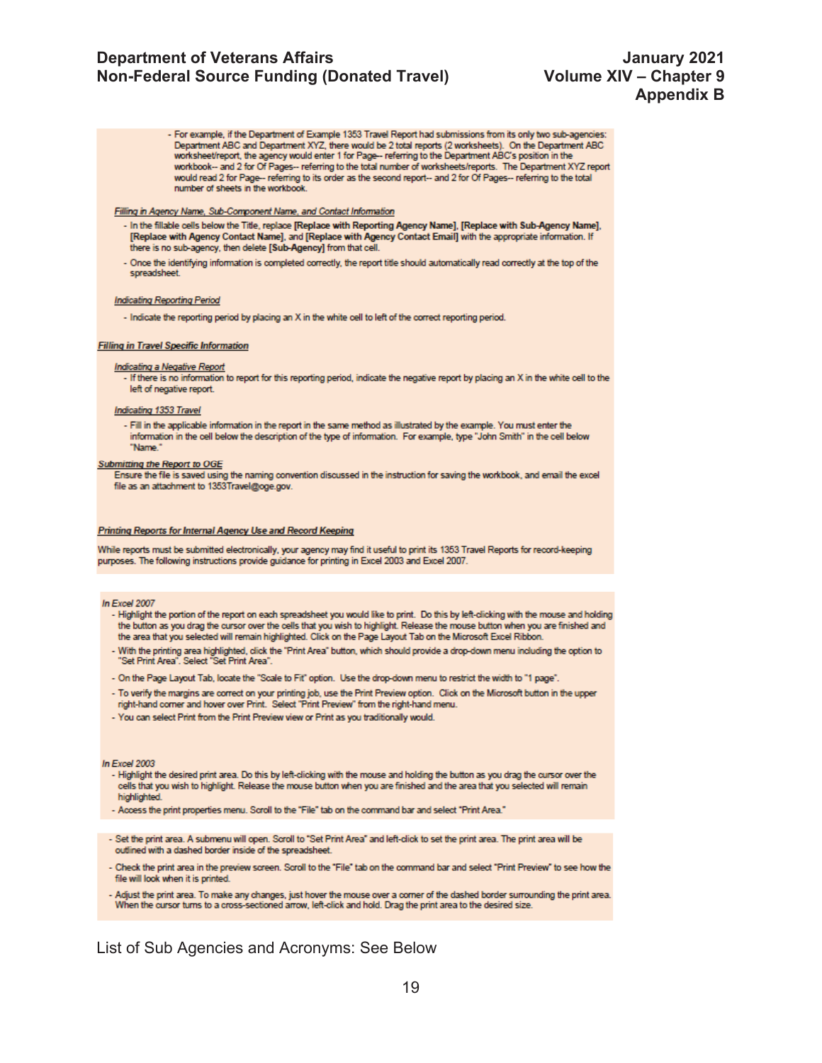- For example, if the Department of Example 1353 Travel Report had submissions from its only two sub-agencies: Department ABC and Department XYZ, there would be 2 total reports (2 worksheets). On the Department ABC worksheet/report, the agency would enter 1 for Page-- referring to the Department ABC's position in the workbook-- and 2 for Of Pages-- referring to the total number of worksheets/reports. The Department XYZ report would read 2 for Page-- referring to its order as the second report-- and 2 for Of Pages-- referring to the total number of sheets in the workbook.

*Filling in Agency Name, Sub-Component Name, and Contact Information*

- In the fillable cells below the Title, replace **[Replace with Reporting Agency Name]**, **[Replace with Sub-Agency Name]**, **[Replace with Agency Contact Name]**, and **[Replace with Agency Contact Email]** with the appropriate information. If there is no sub-agency, then delete **[Sub-Agency]** from that cell.
- Once the identifying information is completed correctly, the report title should automatically read correctly at the top of the spreadsheet.

*Indicating Reporting Period*

- Indicate the reporting period by placing an X in the white cell to left of the correct reporting period.

***Filling in Travel Specific Information***

*Indicating a Negative Report*

- If there is no information to report for this reporting period, indicate the negative report by placing an X in the white cell to the left of negative report.

*Indicating 1353 Travel*

- Fill in the applicable information in the report in the same method as illustrated by the example. You must enter the information in the cell below the description of the type of information. For example, type "John Smith" in the cell below "Name."

***Submitting the Report to OGE***

Ensure the file is saved using the naming convention discussed in the instruction for saving the workbook, and email the excel file as an attachment to 1353Travel@oge.gov.

***Printing Reports for Internal Agency Use and Record Keeping***

While reports must be submitted electronically, your agency may find it useful to print its 1353 Travel Reports for record-keeping purposes. The following instructions provide guidance for printing in Excel 2003 and Excel 2007.

*In Excel 2007*

- Highlight the portion of the report on each spreadsheet you would like to print. Do this by left-clicking with the mouse and holding the button as you drag the cursor over the cells that you wish to highlight. Release the mouse button when you are finished and the area that you selected will remain highlighted. Click on the Page Layout Tab on the Microsoft Excel Ribbon.
- With the printing area highlighted, click the "Print Area" button, which should provide a drop-down menu including the option to "Set Print Area". Select "Set Print Area".
- On the Page Layout Tab, locate the "Scale to Fit" option. Use the drop-down menu to restrict the width to "1 page".
- To verify the margins are correct on your printing job, use the Print Preview option. Click on the Microsoft button in the upper right-hand corner and hover over Print. Select "Print Preview" from the right-hand menu.
- You can select Print from the Print Preview view or Print as you traditionally would.

*In Excel 2003*

- Highlight the desired print area. Do this by left-clicking with the mouse and holding the button as you drag the cursor over the cells that you wish to highlight. Release the mouse button when you are finished and the area that you selected will remain highlighted.
- Access the print properties menu. Scroll to the "File" tab on the command bar and select "Print Area."
- Set the print area. A submenu will open. Scroll to "Set Print Area" and left-click to set the print area. The print area will be outlined with a dashed border inside of the spreadsheet.
- Check the print area in the preview screen. Scroll to the "File" tab on the command bar and select "Print Preview" to see how the file will look when it is printed.
- Adjust the print area. To make any changes, just hover the mouse over a corner of the dashed border surrounding the print area. When the cursor turns to a cross-sectioned arrow, left-click and hold. Drag the print area to the desired size.

List of Sub Agencies and Acronyms: See Below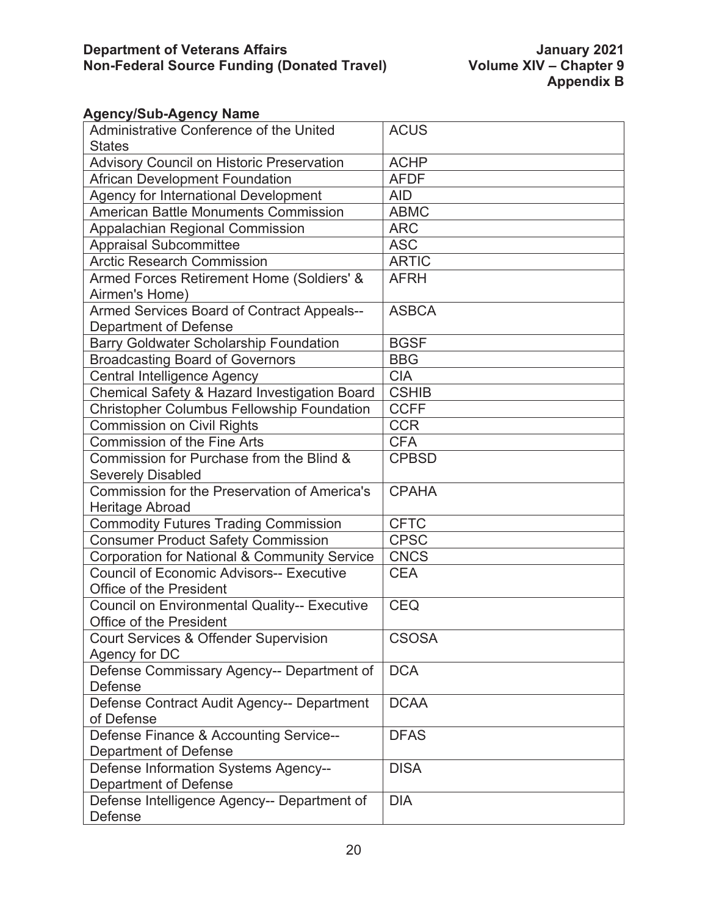**Agency/Sub-Agency Name**

| | |
|---|---|
| Administrative Conference of the United States | ACUS |
| Advisory Council on Historic Preservation | ACHP |
| African Development Foundation | AFDF |
| Agency for International Development | AID |
| American Battle Monuments Commission | ABMC |
| Appalachian Regional Commission | ARC |
| Appraisal Subcommittee | ASC |
| Arctic Research Commission | ARTIC |
| Armed Forces Retirement Home (Soldiers' & Airmen's Home) | AFRH |
| Armed Services Board of Contract Appeals-- Department of Defense | ASBCA |
| Barry Goldwater Scholarship Foundation | BGSF |
| Broadcasting Board of Governors | BBG |
| Central Intelligence Agency | CIA |
| Chemical Safety & Hazard Investigation Board | CSHIB |
| Christopher Columbus Fellowship Foundation | CCFF |
| Commission on Civil Rights | CCR |
| Commission of the Fine Arts | CFA |
| Commission for Purchase from the Blind & Severely Disabled | CPBSD |
| Commission for the Preservation of America's Heritage Abroad | CPAHA |
| Commodity Futures Trading Commission | CFTC |
| Consumer Product Safety Commission | CPSC |
| Corporation for National & Community Service | CNCS |
| Council of Economic Advisors-- Executive Office of the President | CEA |
| Council on Environmental Quality-- Executive Office of the President | CEQ |
| Court Services & Offender Supervision Agency for DC | CSOSA |
| Defense Commissary Agency-- Department of Defense | DCA |
| Defense Contract Audit Agency-- Department of Defense | DCAA |
| Defense Finance & Accounting Service-- Department of Defense | DFAS |
| Defense Information Systems Agency-- Department of Defense | DISA |
| Defense Intelligence Agency-- Department of Defense | DIA |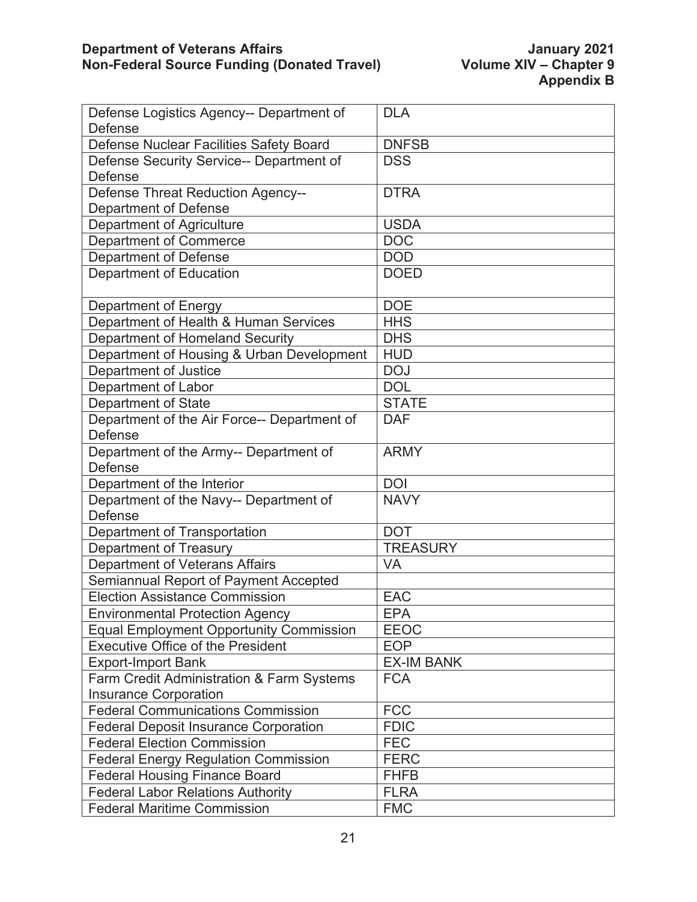| Defense Logistics Agency-- Department of Defense | DLA |
|---|---|
| Defense Nuclear Facilities Safety Board | DNFSB |
| Defense Security Service-- Department of Defense | DSS |
| Defense Threat Reduction Agency-- Department of Defense | DTRA |
| Department of Agriculture | USDA |
| Department of Commerce | DOC |
| Department of Defense | DOD |
| Department of Education | DOED |
| Department of Energy | DOE |
| Department of Health & Human Services | HHS |
| Department of Homeland Security | DHS |
| Department of Housing & Urban Development | HUD |
| Department of Justice | DOJ |
| Department of Labor | DOL |
| Department of State | STATE |
| Department of the Air Force-- Department of Defense | DAF |
| Department of the Army-- Department of Defense | ARMY |
| Department of the Interior | DOI |
| Department of the Navy-- Department of Defense | NAVY |
| Department of Transportation | DOT |
| Department of Treasury | TREASURY |
| Department of Veterans Affairs | VA |
| Semiannual Report of Payment Accepted | |
| Election Assistance Commission | EAC |
| Environmental Protection Agency | EPA |
| Equal Employment Opportunity Commission | EEOC |
| Executive Office of the President | EOP |
| Export-Import Bank | EX-IM BANK |
| Farm Credit Administration & Farm Systems Insurance Corporation | FCA |
| Federal Communications Commission | FCC |
| Federal Deposit Insurance Corporation | FDIC |
| Federal Election Commission | FEC |
| Federal Energy Regulation Commission | FERC |
| Federal Housing Finance Board | FHFB |
| Federal Labor Relations Authority | FLRA |
| Federal Maritime Commission | FMC |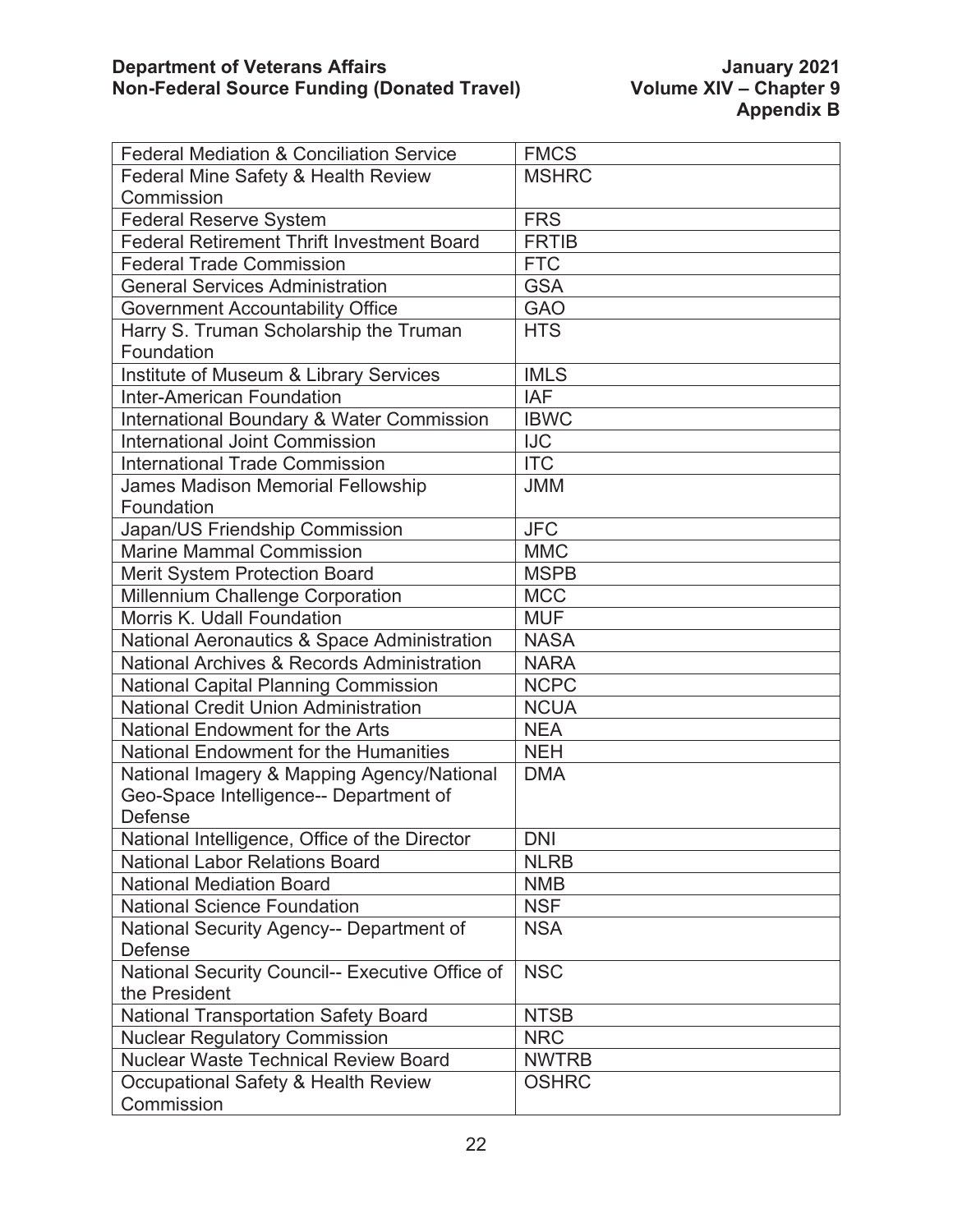| Federal Mediation & Conciliation Service | FMCS |
|---|---|
| Federal Mine Safety & Health Review Commission | MSHRC |
| Federal Reserve System | FRS |
| Federal Retirement Thrift Investment Board | FRTIB |
| Federal Trade Commission | FTC |
| General Services Administration | GSA |
| Government Accountability Office | GAO |
| Harry S. Truman Scholarship the Truman Foundation | HTS |
| Institute of Museum & Library Services | IMLS |
| Inter-American Foundation | IAF |
| International Boundary & Water Commission | IBWC |
| International Joint Commission | IJC |
| International Trade Commission | ITC |
| James Madison Memorial Fellowship Foundation | JMM |
| Japan/US Friendship Commission | JFC |
| Marine Mammal Commission | MMC |
| Merit System Protection Board | MSPB |
| Millennium Challenge Corporation | MCC |
| Morris K. Udall Foundation | MUF |
| National Aeronautics & Space Administration | NASA |
| National Archives & Records Administration | NARA |
| National Capital Planning Commission | NCPC |
| National Credit Union Administration | NCUA |
| National Endowment for the Arts | NEA |
| National Endowment for the Humanities | NEH |
| National Imagery & Mapping Agency/National Geo-Space Intelligence-- Department of Defense | DMA |
| National Intelligence, Office of the Director | DNI |
| National Labor Relations Board | NLRB |
| National Mediation Board | NMB |
| National Science Foundation | NSF |
| National Security Agency-- Department of Defense | NSA |
| National Security Council-- Executive Office of the President | NSC |
| National Transportation Safety Board | NTSB |
| Nuclear Regulatory Commission | NRC |
| Nuclear Waste Technical Review Board | NWTRB |
| Occupational Safety & Health Review Commission | OSHRC |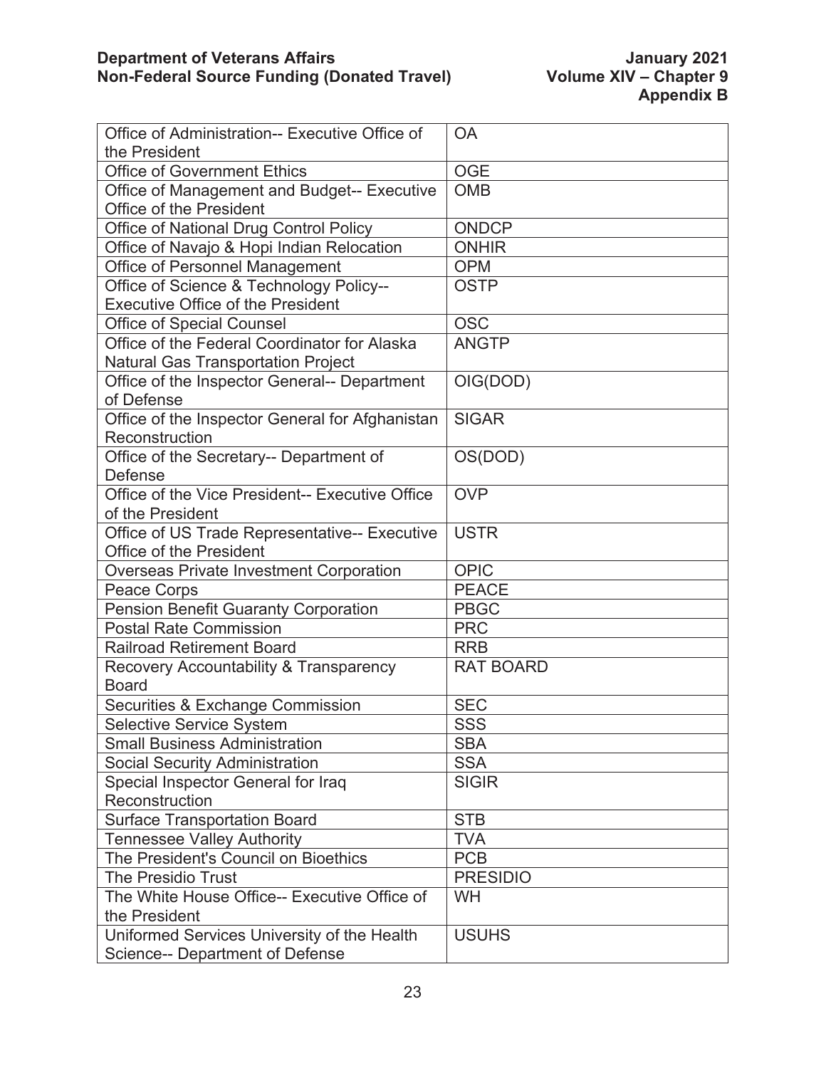| Office of Administration-- Executive Office of the President | OA |
|---|---|
| Office of Government Ethics | OGE |
| Office of Management and Budget-- Executive Office of the President | OMB |
| Office of National Drug Control Policy | ONDCP |
| Office of Navajo & Hopi Indian Relocation | ONHIR |
| Office of Personnel Management | OPM |
| Office of Science & Technology Policy-- Executive Office of the President | OSTP |
| Office of Special Counsel | OSC |
| Office of the Federal Coordinator for Alaska Natural Gas Transportation Project | ANGTP |
| Office of the Inspector General-- Department of Defense | OIG(DOD) |
| Office of the Inspector General for Afghanistan Reconstruction | SIGAR |
| Office of the Secretary-- Department of Defense | OS(DOD) |
| Office of the Vice President-- Executive Office of the President | OVP |
| Office of US Trade Representative-- Executive Office of the President | USTR |
| Overseas Private Investment Corporation | OPIC |
| Peace Corps | PEACE |
| Pension Benefit Guaranty Corporation | PBGC |
| Postal Rate Commission | PRC |
| Railroad Retirement Board | RRB |
| Recovery Accountability & Transparency Board | RAT BOARD |
| Securities & Exchange Commission | SEC |
| Selective Service System | SSS |
| Small Business Administration | SBA |
| Social Security Administration | SSA |
| Special Inspector General for Iraq Reconstruction | SIGIR |
| Surface Transportation Board | STB |
| Tennessee Valley Authority | TVA |
| The President's Council on Bioethics | PCB |
| The Presidio Trust | PRESIDIO |
| The White House Office-- Executive Office of the President | WH |
| Uniformed Services University of the Health Science-- Department of Defense | USUHS |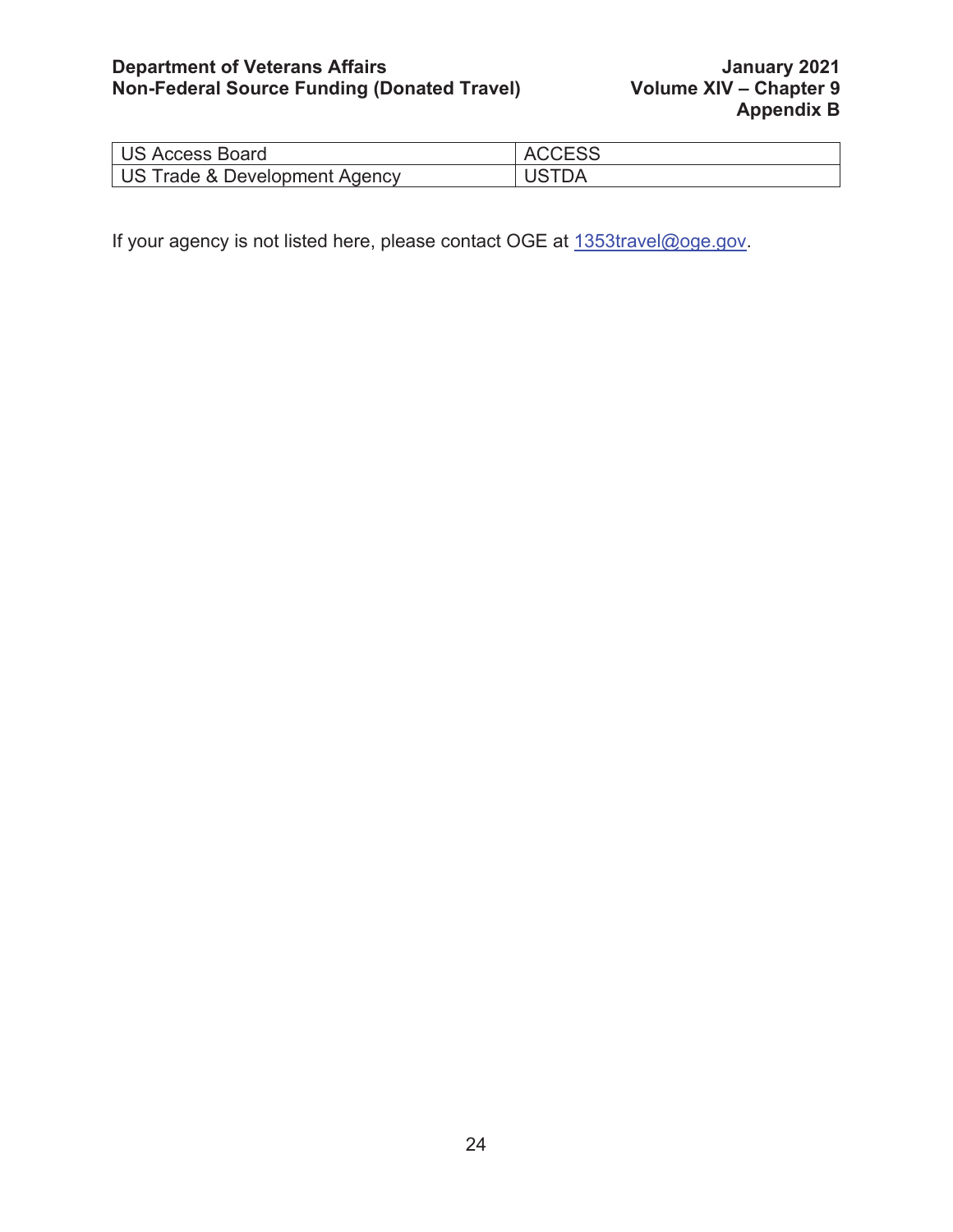| | |
|---|---|
| US Access Board | ACCESS |
| US Trade & Development Agency | USTDA |

If your agency is not listed here, please contact OGE at 1353travel@oge.gov.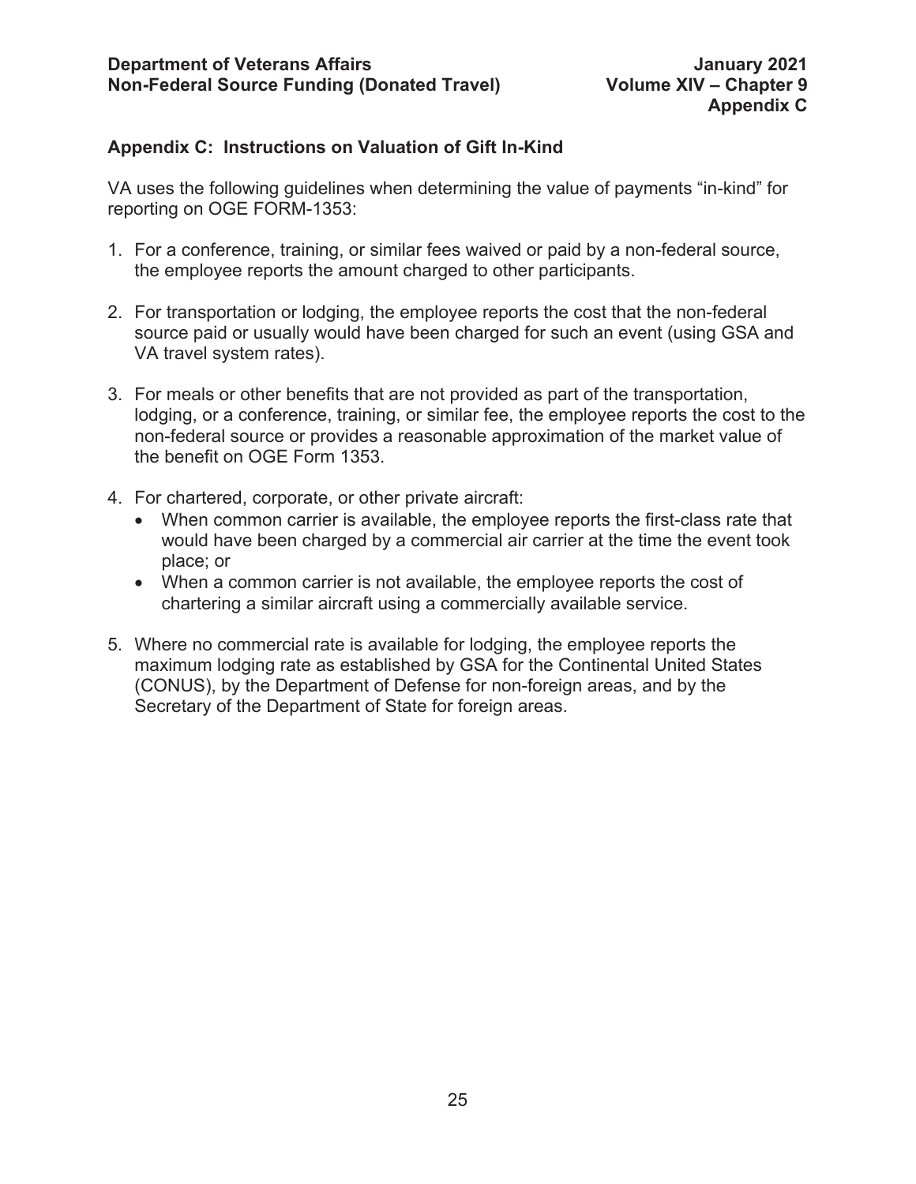## Appendix C: Instructions on Valuation of Gift In-Kind

VA uses the following guidelines when determining the value of payments "in-kind" for reporting on OGE FORM-1353:

1. For a conference, training, or similar fees waived or paid by a non-federal source, the employee reports the amount charged to other participants.

2. For transportation or lodging, the employee reports the cost that the non-federal source paid or usually would have been charged for such an event (using GSA and VA travel system rates).

3. For meals or other benefits that are not provided as part of the transportation, lodging, or a conference, training, or similar fee, the employee reports the cost to the non-federal source or provides a reasonable approximation of the market value of the benefit on OGE Form 1353.

4. For chartered, corporate, or other private aircraft:
   - When common carrier is available, the employee reports the first-class rate that would have been charged by a commercial air carrier at the time the event took place; or
   - When a common carrier is not available, the employee reports the cost of chartering a similar aircraft using a commercially available service.

5. Where no commercial rate is available for lodging, the employee reports the maximum lodging rate as established by GSA for the Continental United States (CONUS), by the Department of Defense for non-foreign areas, and by the Secretary of the Department of State for foreign areas.